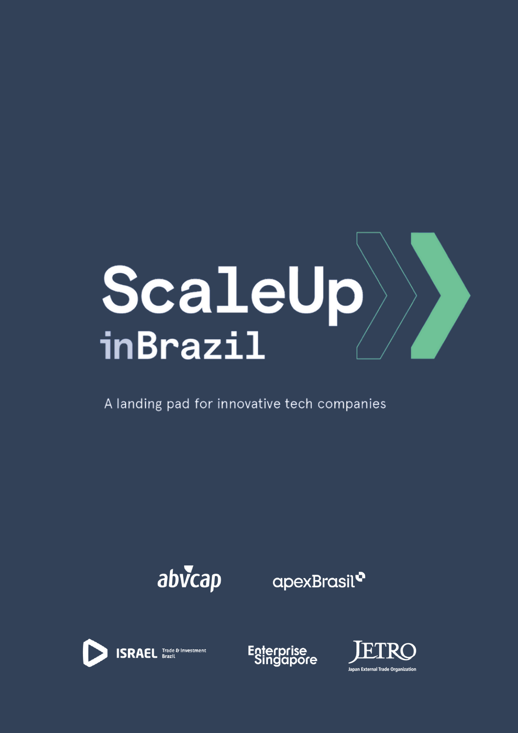# ScaleUp inBrazil

A landing pad for innovative tech companies

abvcap

apexBrasil

ISRAEL Trade & Investment Brazil

Enterprise Singapore

JETRO Japan External Trade Organization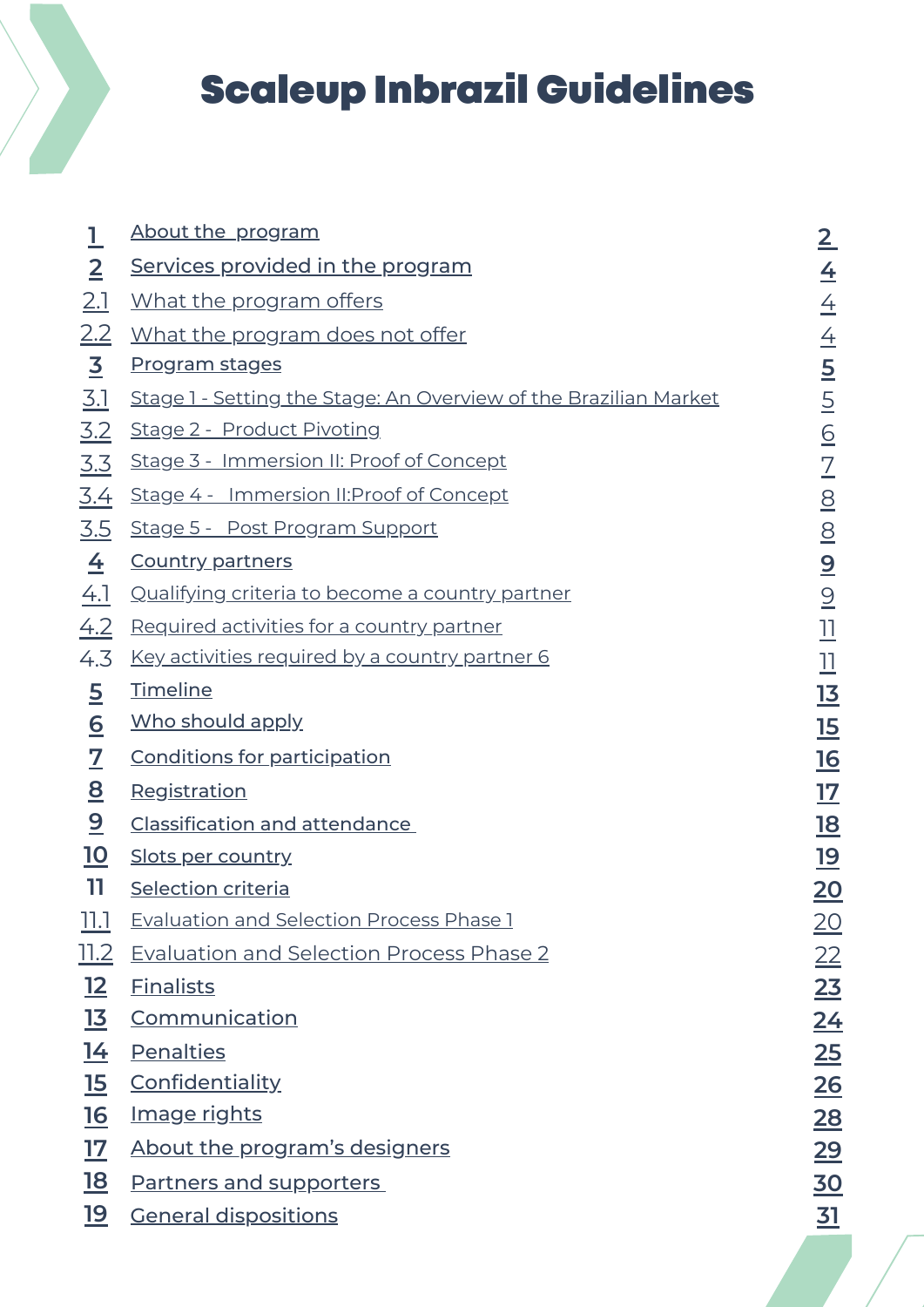# Scaleup Inbrazil Guidelines

| | | |
|---|---|---|
| 1 | About the program | 2 |
| 2 | Services provided in the program | 4 |
| 2.1 | What the program offers | 4 |
| 2.2 | What the program does not offer | 4 |
| 3 | Program stages | 5 |
| 3.1 | Stage 1 - Setting the Stage: An Overview of the Brazilian Market | 5 |
| 3.2 | Stage 2 - Product Pivoting | 6 |
| 3.3 | Stage 3 - Immersion II: Proof of Concept | 7 |
| 3.4 | Stage 4 - Immersion II:Proof of Concept | 8 |
| 3.5 | Stage 5 - Post Program Support | 8 |
| 4 | Country partners | 9 |
| 4.1 | Qualifying criteria to become a country partner | 9 |
| 4.2 | Required activities for a country partner | 11 |
| 4.3 | Key activities required by a country partner 6 | 11 |
| 5 | Timeline | 13 |
| 6 | Who should apply | 15 |
| 7 | Conditions for participation | 16 |
| 8 | Registration | 17 |
| 9 | Classification and attendance | 18 |
| 10 | Slots per country | 19 |
| 11 | Selection criteria | 20 |
| 11.1 | Evaluation and Selection Process Phase 1 | 20 |
| 11.2 | Evaluation and Selection Process Phase 2 | 22 |
| 12 | Finalists | 23 |
| 13 | Communication | 24 |
| 14 | Penalties | 25 |
| 15 | Confidentiality | 26 |
| 16 | Image rights | 28 |
| 17 | About the program's designers | 29 |
| 18 | Partners and supporters | 30 |
| 19 | General dispositions | 31 |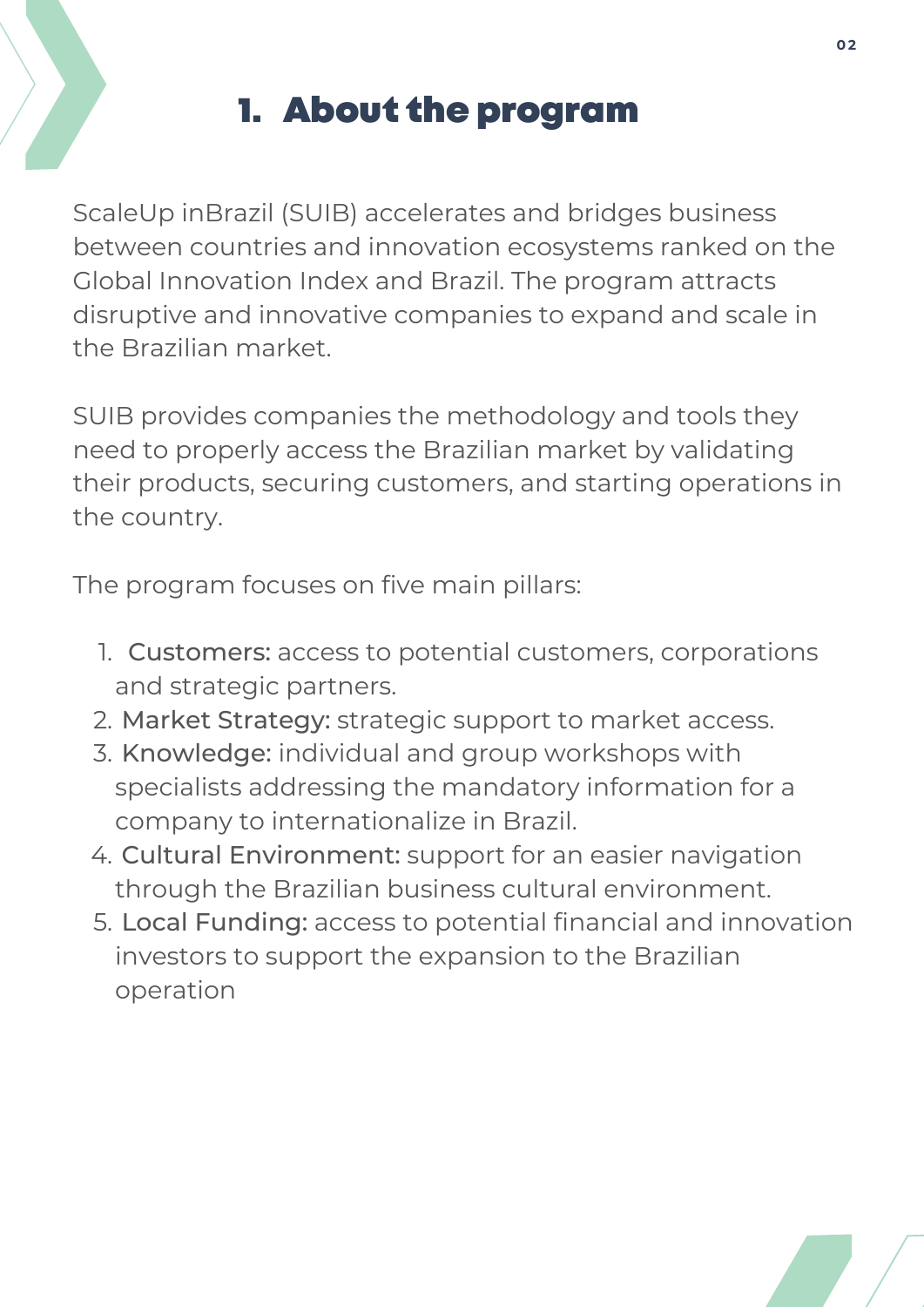# 1. About the program

ScaleUp inBrazil (SUIB) accelerates and bridges business between countries and innovation ecosystems ranked on the Global Innovation Index and Brazil. The program attracts disruptive and innovative companies to expand and scale in the Brazilian market.

SUIB provides companies the methodology and tools they need to properly access the Brazilian market by validating their products, securing customers, and starting operations in the country.

The program focuses on five main pillars:

1. Customers: access to potential customers, corporations and strategic partners.
2. Market Strategy: strategic support to market access.
3. Knowledge: individual and group workshops with specialists addressing the mandatory information for a company to internationalize in Brazil.
4. Cultural Environment: support for an easier navigation through the Brazilian business cultural environment.
5. Local Funding: access to potential financial and innovation investors to support the expansion to the Brazilian operation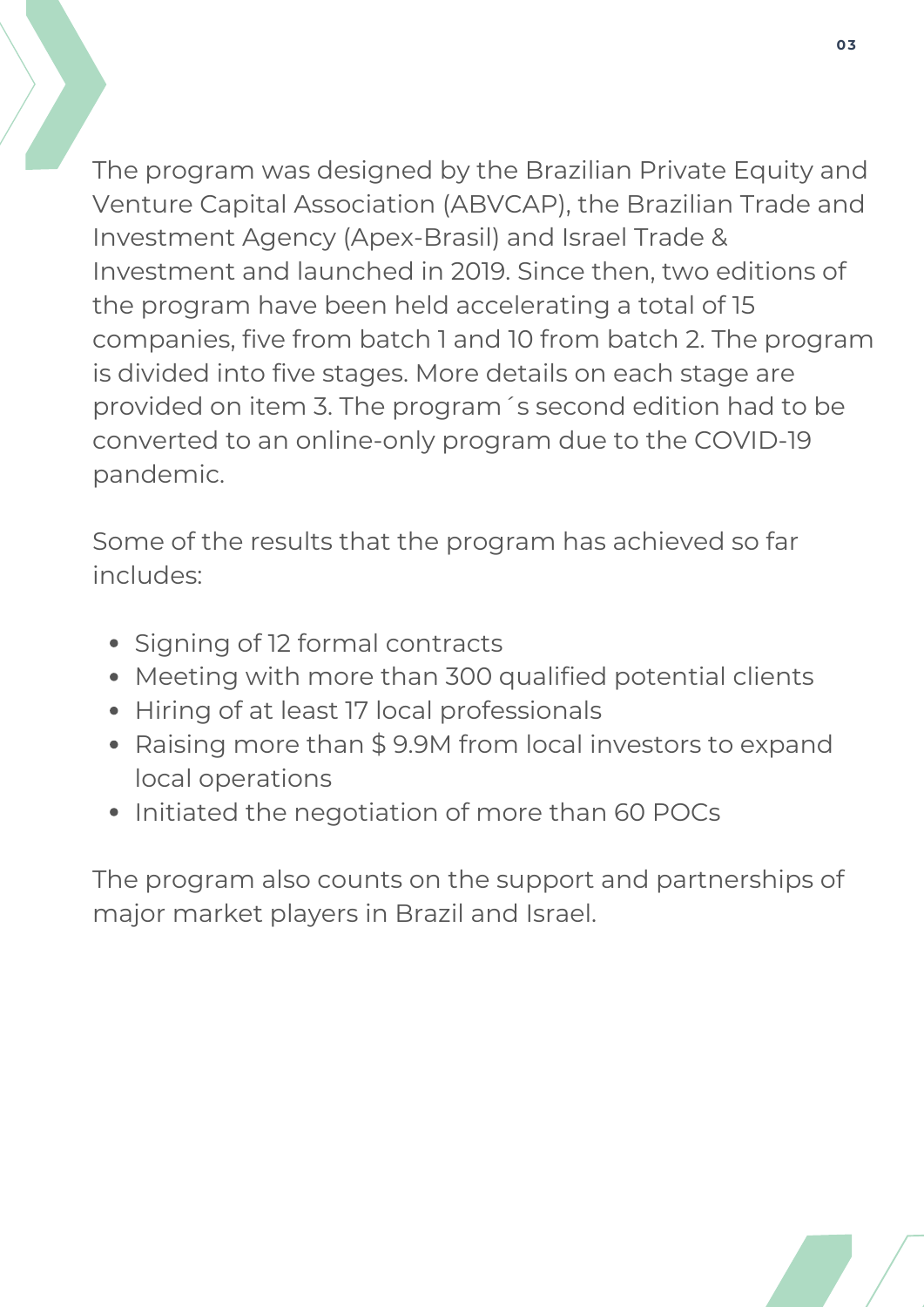The program was designed by the Brazilian Private Equity and Venture Capital Association (ABVCAP), the Brazilian Trade and Investment Agency (Apex-Brasil) and Israel Trade & Investment and launched in 2019. Since then, two editions of the program have been held accelerating a total of 15 companies, five from batch 1 and 10 from batch 2. The program is divided into five stages. More details on each stage are provided on item 3. The program´s second edition had to be converted to an online-only program due to the COVID-19 pandemic.

Some of the results that the program has achieved so far includes:

- Signing of 12 formal contracts
- Meeting with more than 300 qualified potential clients
- Hiring of at least 17 local professionals
- Raising more than $ 9.9M from local investors to expand local operations
- Initiated the negotiation of more than 60 POCs

The program also counts on the support and partnerships of major market players in Brazil and Israel.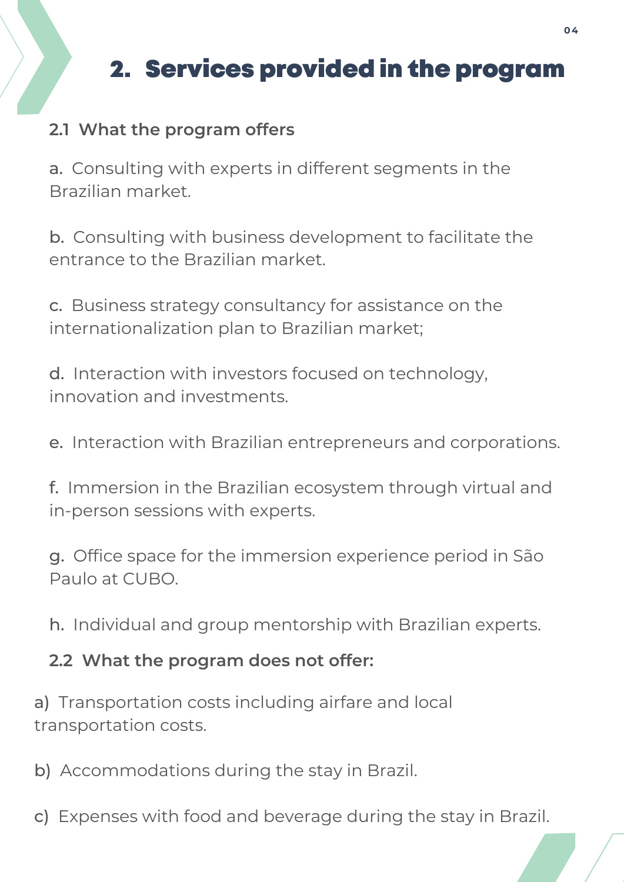## 2. Services provided in the program

### 2.1 What the program offers

a. Consulting with experts in different segments in the Brazilian market.

b. Consulting with business development to facilitate the entrance to the Brazilian market.

c. Business strategy consultancy for assistance on the internationalization plan to Brazilian market;

d. Interaction with investors focused on technology, innovation and investments.

e. Interaction with Brazilian entrepreneurs and corporations.

f. Immersion in the Brazilian ecosystem through virtual and in-person sessions with experts.

g. Office space for the immersion experience period in São Paulo at CUBO.

h. Individual and group mentorship with Brazilian experts.

### 2.2 What the program does not offer:

a) Transportation costs including airfare and local transportation costs.

b) Accommodations during the stay in Brazil.

c) Expenses with food and beverage during the stay in Brazil.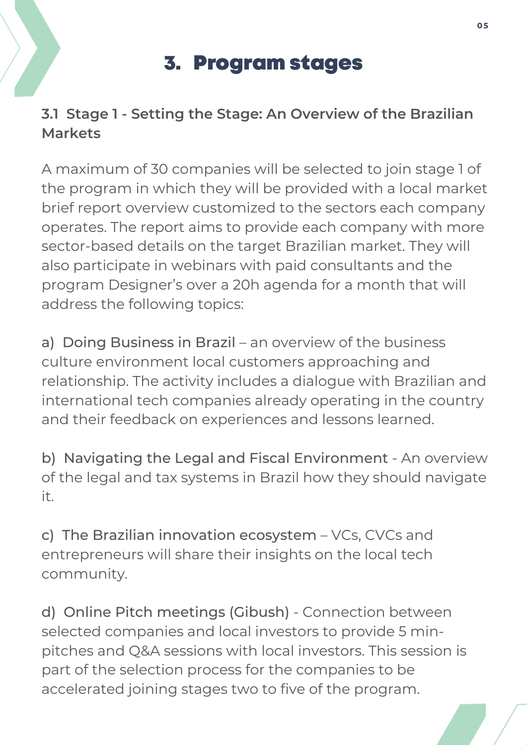# 3. Program stages

## 3.1 Stage 1 - Setting the Stage: An Overview of the Brazilian Markets

A maximum of 30 companies will be selected to join stage 1 of the program in which they will be provided with a local market brief report overview customized to the sectors each company operates. The report aims to provide each company with more sector-based details on the target Brazilian market. They will also participate in webinars with paid consultants and the program Designer's over a 20h agenda for a month that will address the following topics:

a) Doing Business in Brazil – an overview of the business culture environment local customers approaching and relationship. The activity includes a dialogue with Brazilian and international tech companies already operating in the country and their feedback on experiences and lessons learned.

b) Navigating the Legal and Fiscal Environment - An overview of the legal and tax systems in Brazil how they should navigate it.

c) The Brazilian innovation ecosystem – VCs, CVCs and entrepreneurs will share their insights on the local tech community.

d) Online Pitch meetings (Gibush) - Connection between selected companies and local investors to provide 5 min-pitches and Q&A sessions with local investors. This session is part of the selection process for the companies to be accelerated joining stages two to five of the program.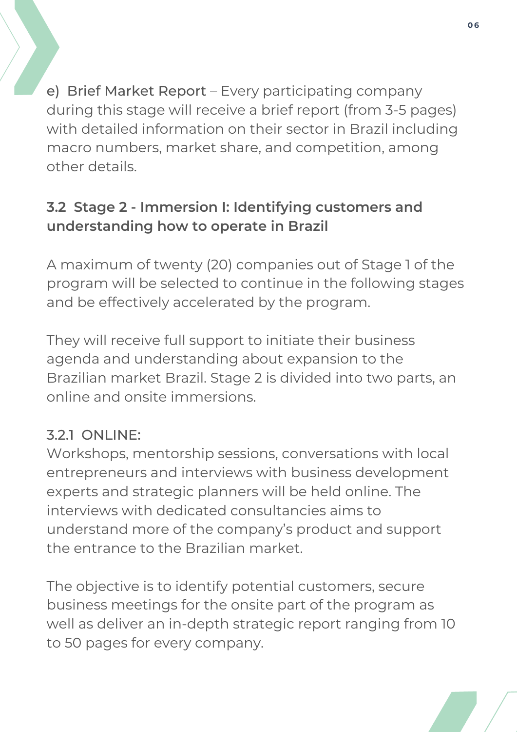e) Brief Market Report – Every participating company during this stage will receive a brief report (from 3-5 pages) with detailed information on their sector in Brazil including macro numbers, market share, and competition, among other details.

### 3.2 Stage 2 - Immersion I: Identifying customers and understanding how to operate in Brazil

A maximum of twenty (20) companies out of Stage 1 of the program will be selected to continue in the following stages and be effectively accelerated by the program.

They will receive full support to initiate their business agenda and understanding about expansion to the Brazilian market Brazil. Stage 2 is divided into two parts, an online and onsite immersions.

#### 3.2.1 ONLINE:

Workshops, mentorship sessions, conversations with local entrepreneurs and interviews with business development experts and strategic planners will be held online. The interviews with dedicated consultancies aims to understand more of the company's product and support the entrance to the Brazilian market.

The objective is to identify potential customers, secure business meetings for the onsite part of the program as well as deliver an in-depth strategic report ranging from 10 to 50 pages for every company.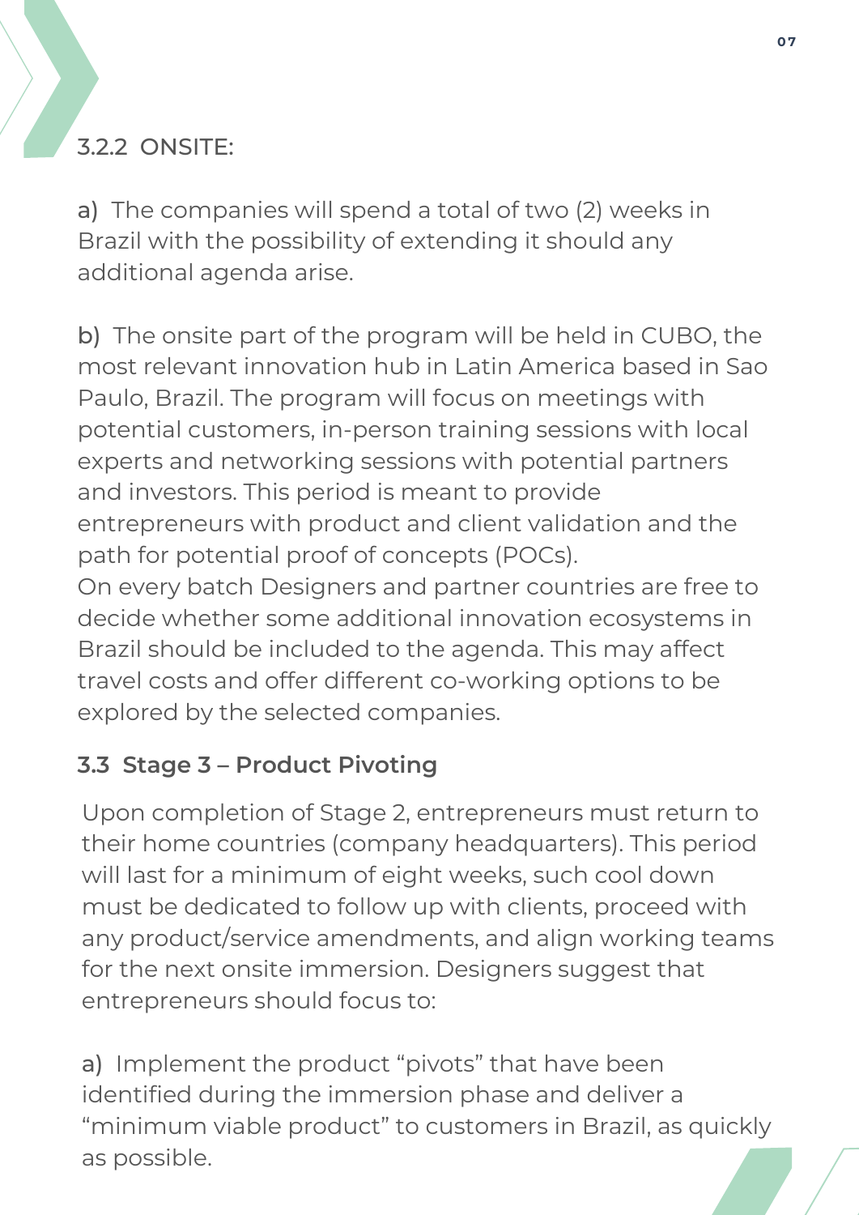### 3.2.2 ONSITE:

a) The companies will spend a total of two (2) weeks in Brazil with the possibility of extending it should any additional agenda arise.

b) The onsite part of the program will be held in CUBO, the most relevant innovation hub in Latin America based in Sao Paulo, Brazil. The program will focus on meetings with potential customers, in-person training sessions with local experts and networking sessions with potential partners and investors. This period is meant to provide entrepreneurs with product and client validation and the path for potential proof of concepts (POCs).
On every batch Designers and partner countries are free to decide whether some additional innovation ecosystems in Brazil should be included to the agenda. This may affect travel costs and offer different co-working options to be explored by the selected companies.

### 3.3 Stage 3 – Product Pivoting

Upon completion of Stage 2, entrepreneurs must return to their home countries (company headquarters). This period will last for a minimum of eight weeks, such cool down must be dedicated to follow up with clients, proceed with any product/service amendments, and align working teams for the next onsite immersion. Designers suggest that entrepreneurs should focus to:

a) Implement the product "pivots" that have been identified during the immersion phase and deliver a "minimum viable product" to customers in Brazil, as quickly as possible.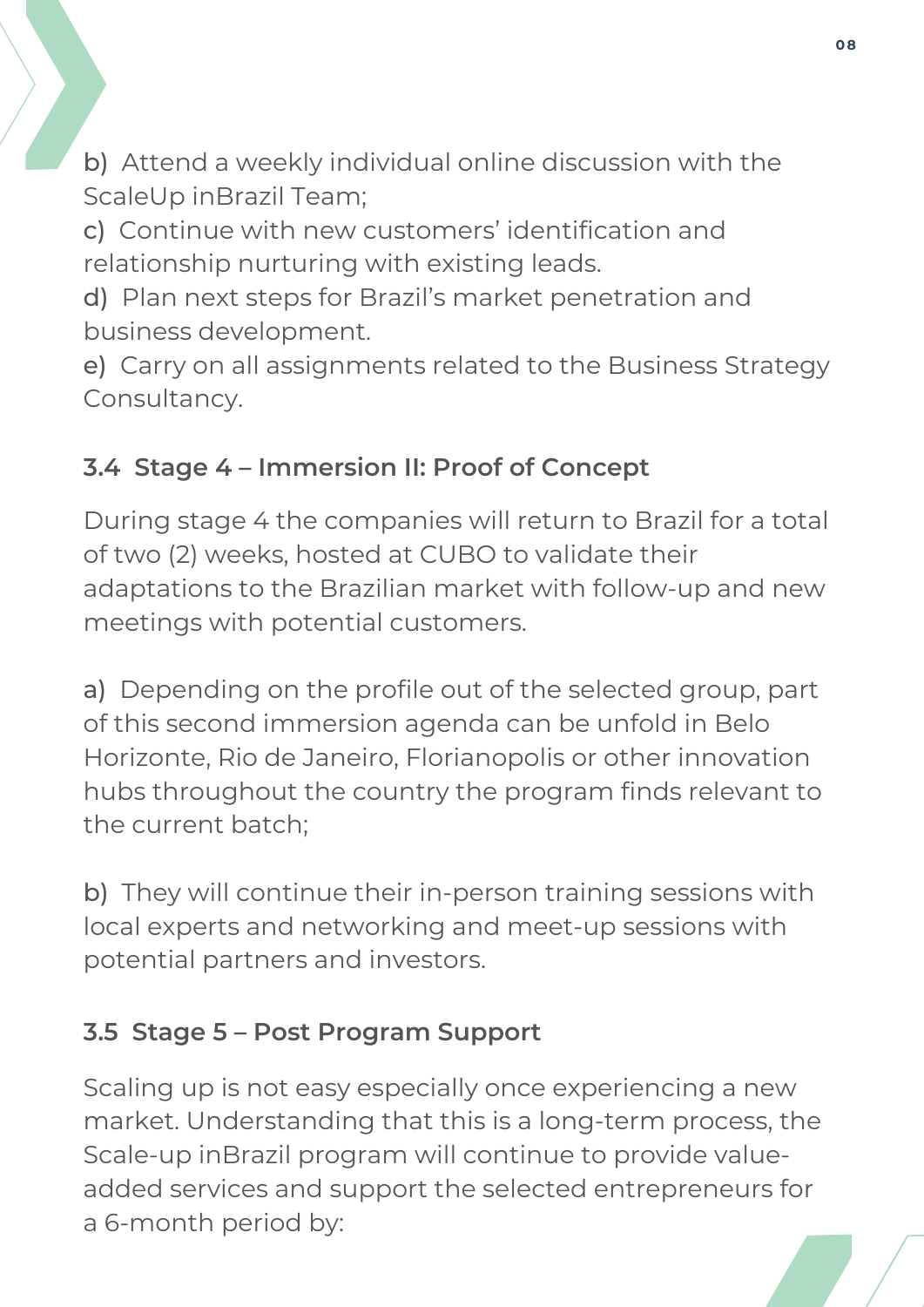b) Attend a weekly individual online discussion with the ScaleUp inBrazil Team;

c) Continue with new customers' identification and relationship nurturing with existing leads.

d) Plan next steps for Brazil's market penetration and business development.

e) Carry on all assignments related to the Business Strategy Consultancy.

### 3.4 Stage 4 – Immersion II: Proof of Concept

During stage 4 the companies will return to Brazil for a total of two (2) weeks, hosted at CUBO to validate their adaptations to the Brazilian market with follow-up and new meetings with potential customers.

a) Depending on the profile out of the selected group, part of this second immersion agenda can be unfold in Belo Horizonte, Rio de Janeiro, Florianopolis or other innovation hubs throughout the country the program finds relevant to the current batch;

b) They will continue their in-person training sessions with local experts and networking and meet-up sessions with potential partners and investors.

### 3.5 Stage 5 – Post Program Support

Scaling up is not easy especially once experiencing a new market. Understanding that this is a long-term process, the Scale-up inBrazil program will continue to provide value-added services and support the selected entrepreneurs for a 6-month period by: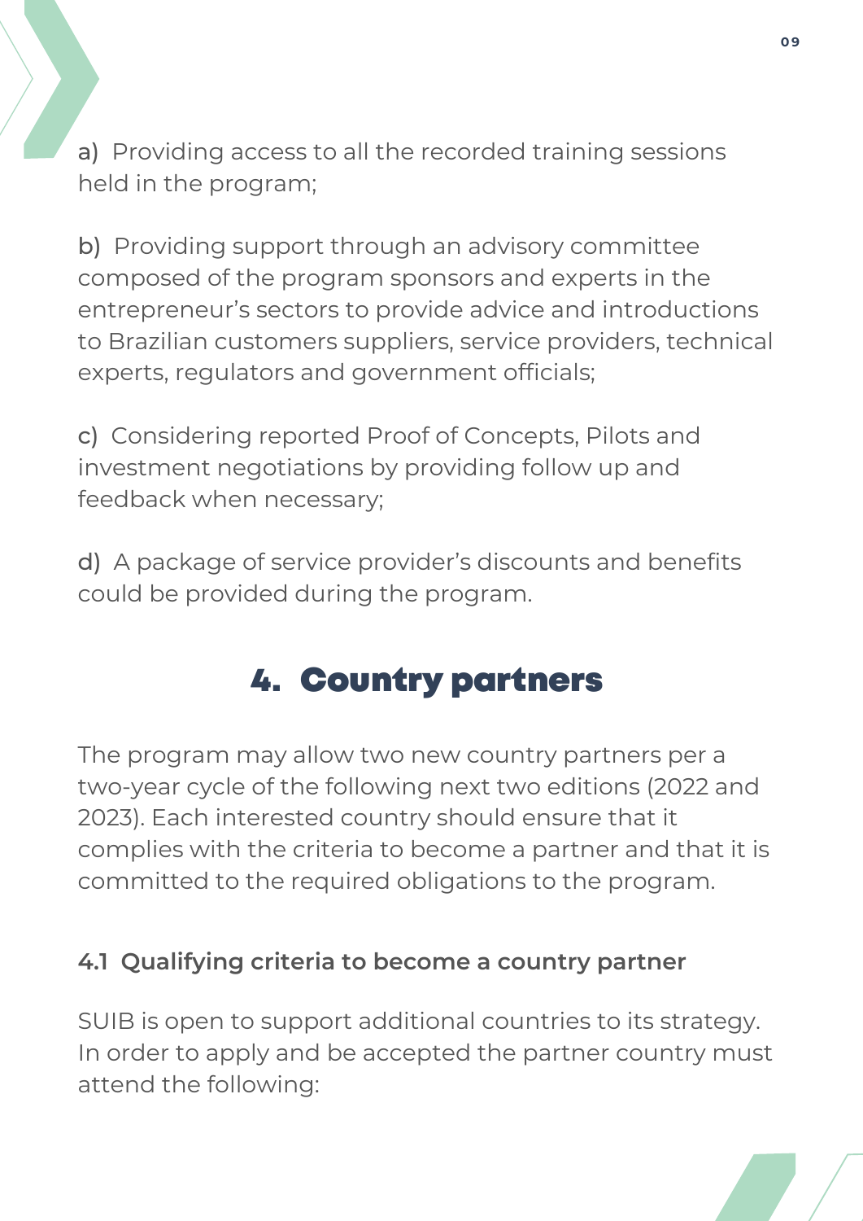a) Providing access to all the recorded training sessions held in the program;

b) Providing support through an advisory committee composed of the program sponsors and experts in the entrepreneur's sectors to provide advice and introductions to Brazilian customers suppliers, service providers, technical experts, regulators and government officials;

c) Considering reported Proof of Concepts, Pilots and investment negotiations by providing follow up and feedback when necessary;

d) A package of service provider's discounts and benefits could be provided during the program.

## 4. Country partners

The program may allow two new country partners per a two-year cycle of the following next two editions (2022 and 2023). Each interested country should ensure that it complies with the criteria to become a partner and that it is committed to the required obligations to the program.

### 4.1 Qualifying criteria to become a country partner

SUIB is open to support additional countries to its strategy. In order to apply and be accepted the partner country must attend the following: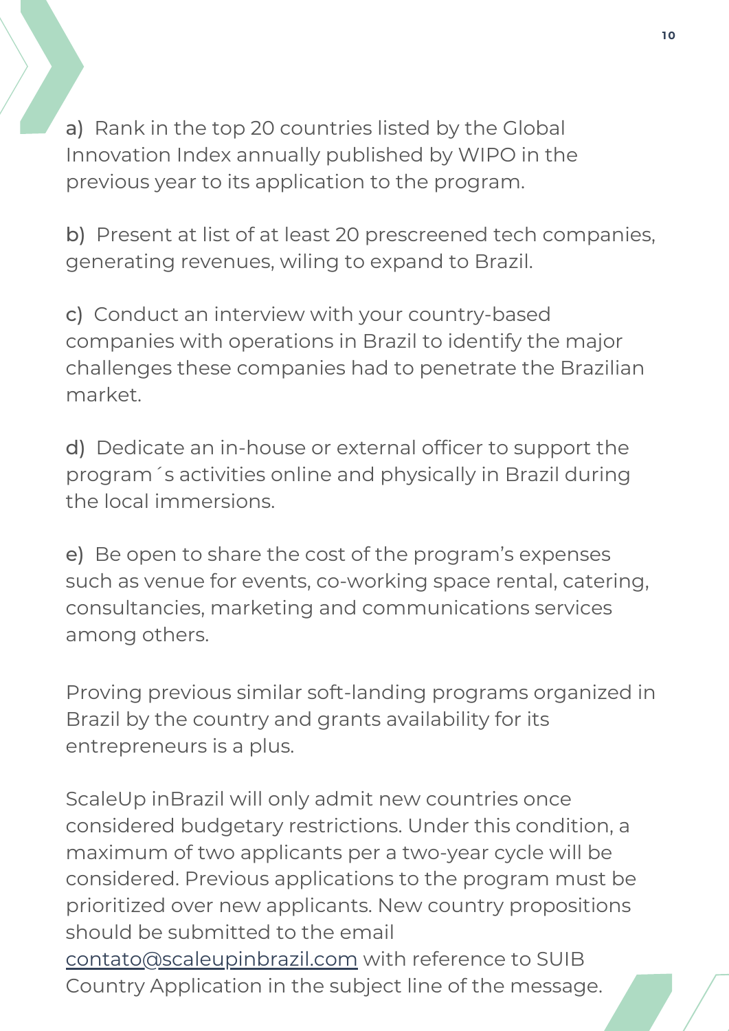a) Rank in the top 20 countries listed by the Global Innovation Index annually published by WIPO in the previous year to its application to the program.

b) Present at list of at least 20 prescreened tech companies, generating revenues, wiling to expand to Brazil.

c) Conduct an interview with your country-based companies with operations in Brazil to identify the major challenges these companies had to penetrate the Brazilian market.

d) Dedicate an in-house or external officer to support the program´s activities online and physically in Brazil during the local immersions.

e) Be open to share the cost of the program's expenses such as venue for events, co-working space rental, catering, consultancies, marketing and communications services among others.

Proving previous similar soft-landing programs organized in Brazil by the country and grants availability for its entrepreneurs is a plus.

ScaleUp inBrazil will only admit new countries once considered budgetary restrictions. Under this condition, a maximum of two applicants per a two-year cycle will be considered. Previous applications to the program must be prioritized over new applicants. New country propositions should be submitted to the email contato@scaleupinbrazil.com with reference to SUIB Country Application in the subject line of the message.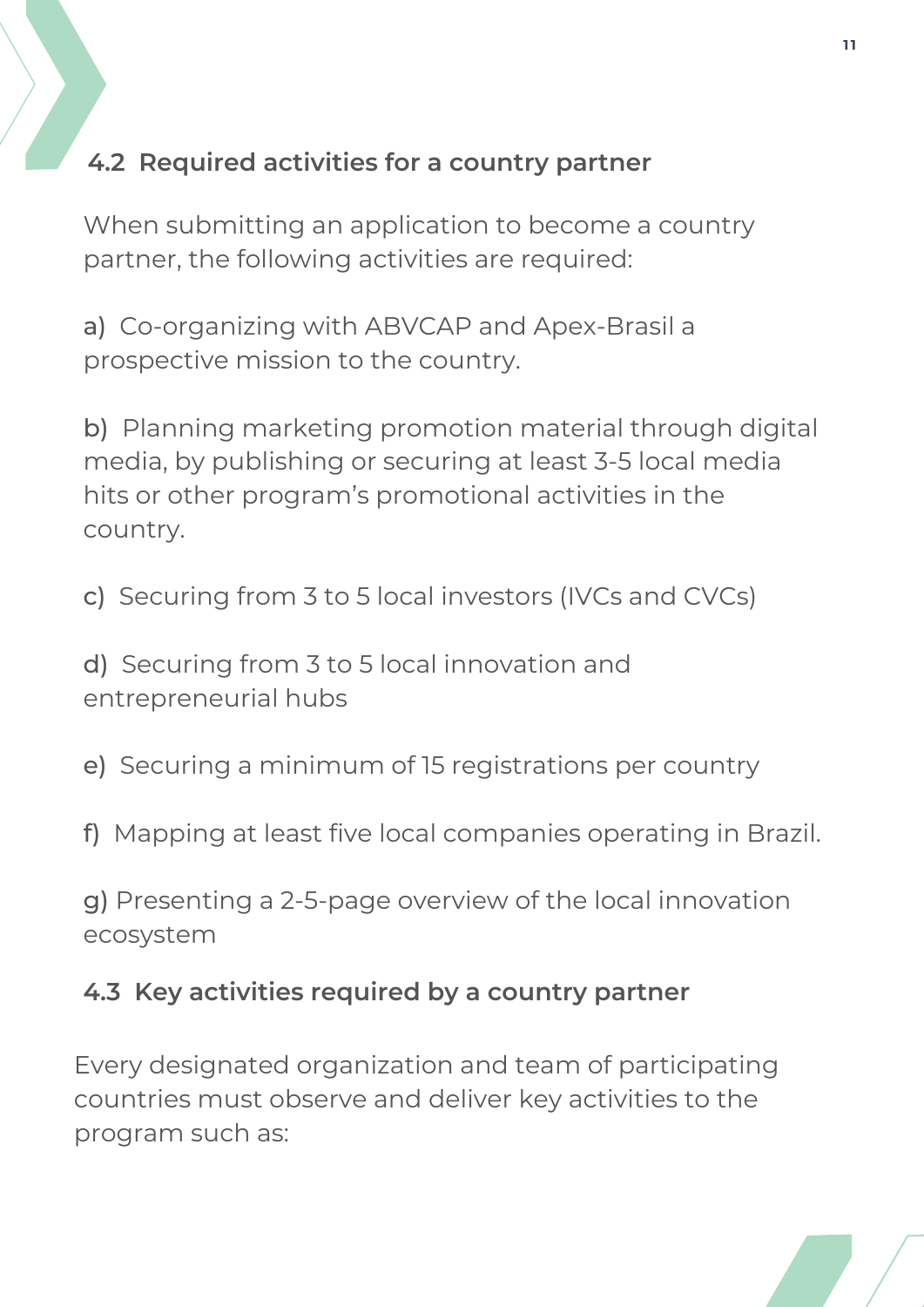### 4.2 Required activities for a country partner

When submitting an application to become a country partner, the following activities are required:

a) Co-organizing with ABVCAP and Apex-Brasil a prospective mission to the country.

b) Planning marketing promotion material through digital media, by publishing or securing at least 3-5 local media hits or other program's promotional activities in the country.

c) Securing from 3 to 5 local investors (IVCs and CVCs)

d) Securing from 3 to 5 local innovation and entrepreneurial hubs

e) Securing a minimum of 15 registrations per country

f) Mapping at least five local companies operating in Brazil.

g) Presenting a 2-5-page overview of the local innovation ecosystem

### 4.3 Key activities required by a country partner

Every designated organization and team of participating countries must observe and deliver key activities to the program such as: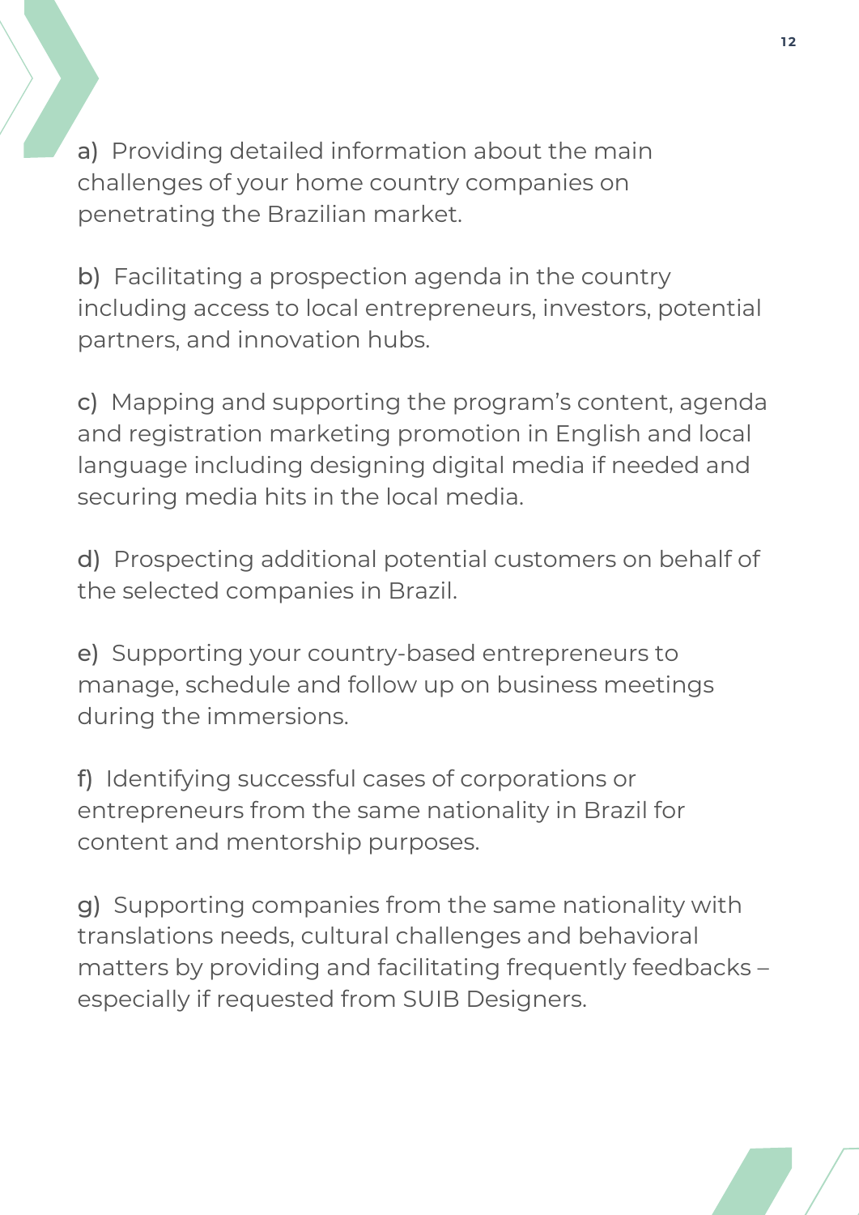a) Providing detailed information about the main challenges of your home country companies on penetrating the Brazilian market.

b) Facilitating a prospection agenda in the country including access to local entrepreneurs, investors, potential partners, and innovation hubs.

c) Mapping and supporting the program's content, agenda and registration marketing promotion in English and local language including designing digital media if needed and securing media hits in the local media.

d) Prospecting additional potential customers on behalf of the selected companies in Brazil.

e) Supporting your country-based entrepreneurs to manage, schedule and follow up on business meetings during the immersions.

f) Identifying successful cases of corporations or entrepreneurs from the same nationality in Brazil for content and mentorship purposes.

g) Supporting companies from the same nationality with translations needs, cultural challenges and behavioral matters by providing and facilitating frequently feedbacks – especially if requested from SUIB Designers.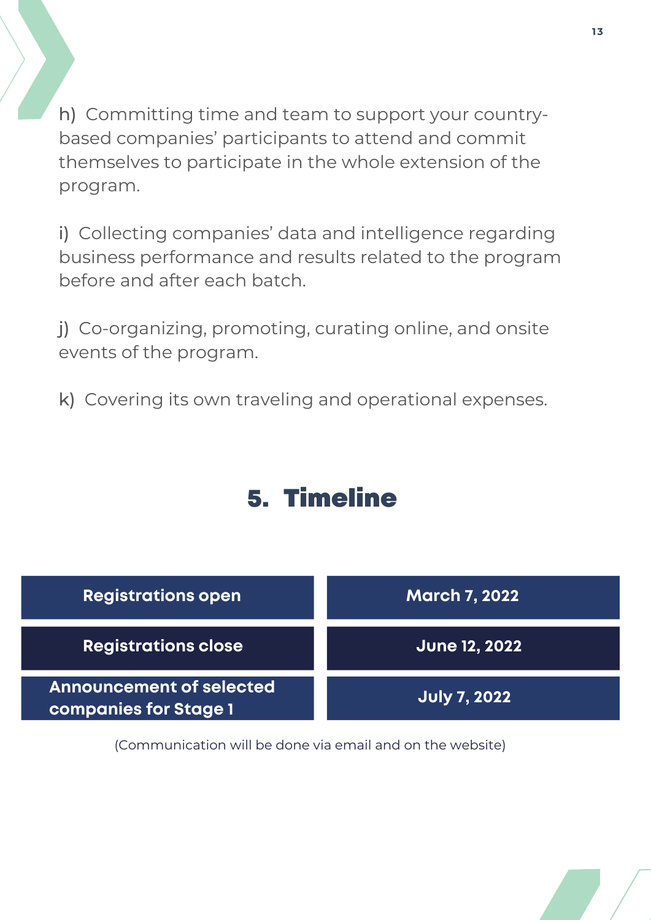h) Committing time and team to support your country-based companies' participants to attend and commit themselves to participate in the whole extension of the program.

i) Collecting companies' data and intelligence regarding business performance and results related to the program before and after each batch.

j) Co-organizing, promoting, curating online, and onsite events of the program.

k) Covering its own traveling and operational expenses.

## 5. Timeline

| | |
|---|---|
| **Registrations open** | **March 7, 2022** |
| **Registrations close** | **June 12, 2022** |
| **Announcement of selected companies for Stage 1** | **July 7, 2022** |

(Communication will be done via email and on the website)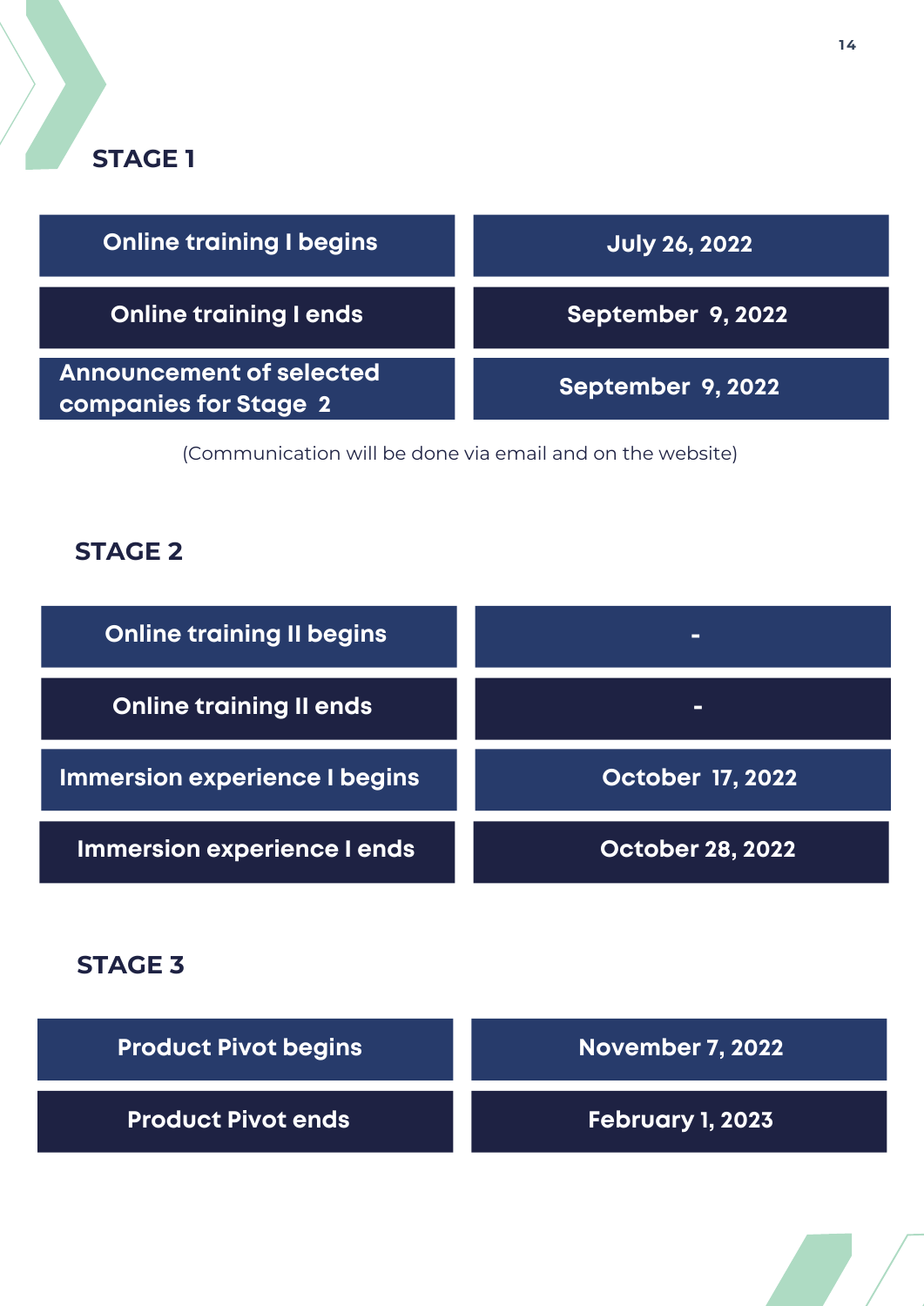## STAGE 1

| | |
|---|---|
| Online training I begins | July 26, 2022 |
| Online training I ends | September 9, 2022 |
| Announcement of selected companies for Stage 2 | September 9, 2022 |

(Communication will be done via email and on the website)

## STAGE 2

| | |
|---|---|
| Online training II begins | - |
| Online training II ends | - |
| Immersion experience I begins | October 17, 2022 |
| Immersion experience I ends | October 28, 2022 |

## STAGE 3

| | |
|---|---|
| Product Pivot begins | November 7, 2022 |
| Product Pivot ends | February 1, 2023 |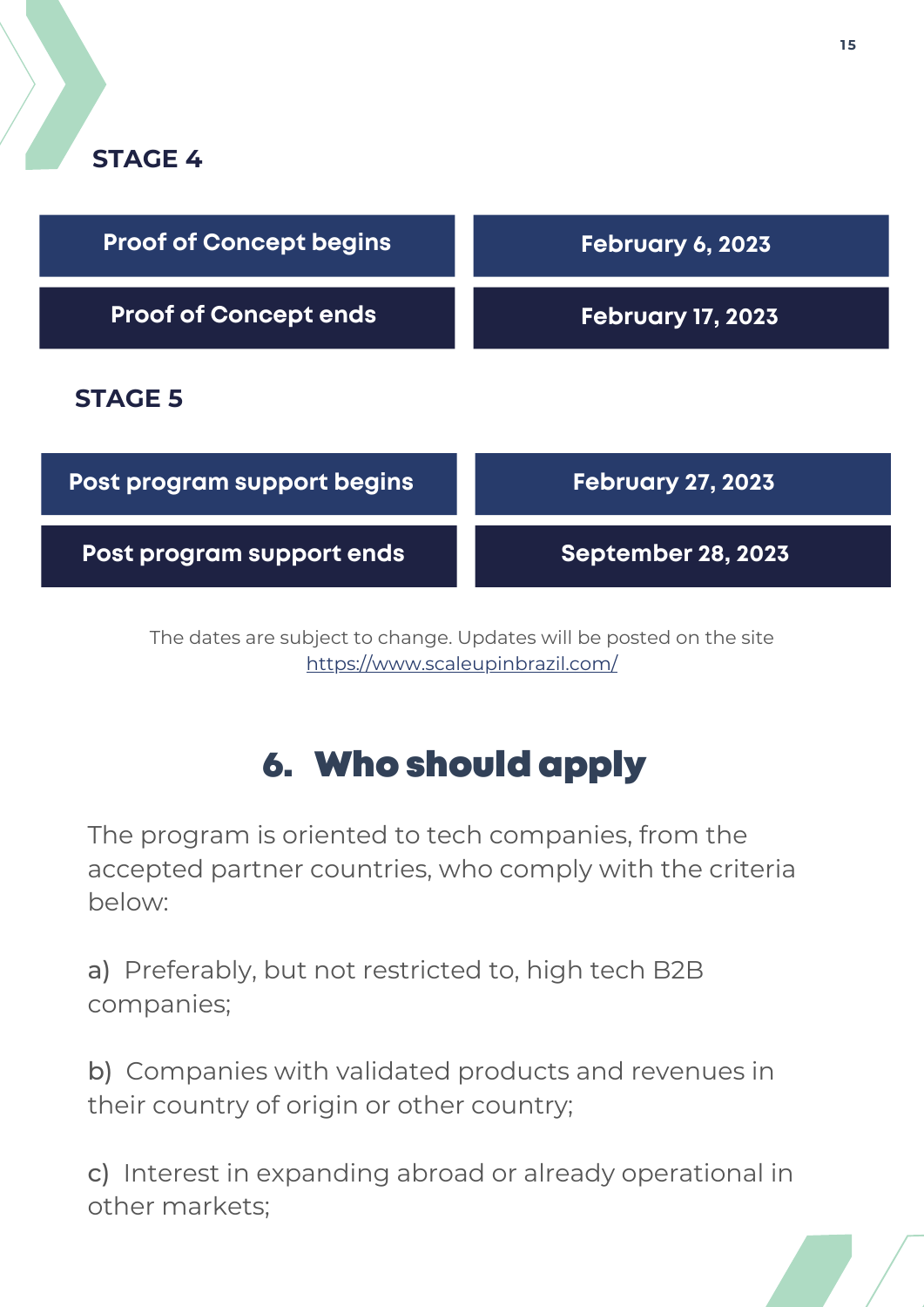### STAGE 4

| Proof of Concept begins | February 6, 2023 |
|---|---|
| Proof of Concept ends | February 17, 2023 |

### STAGE 5

| Post program support begins | February 27, 2023 |
|---|---|
| Post program support ends | September 28, 2023 |

The dates are subject to change. Updates will be posted on the site https://www.scaleupinbrazil.com/

## 6. Who should apply

The program is oriented to tech companies, from the accepted partner countries, who comply with the criteria below:

a) Preferably, but not restricted to, high tech B2B companies;

b) Companies with validated products and revenues in their country of origin or other country;

c) Interest in expanding abroad or already operational in other markets;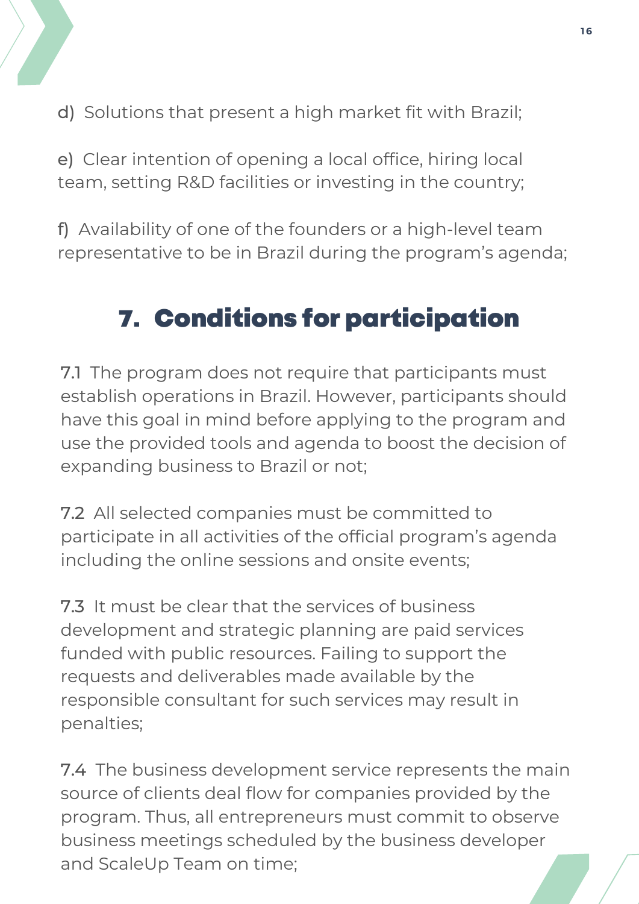d) Solutions that present a high market fit with Brazil;

e) Clear intention of opening a local office, hiring local team, setting R&D facilities or investing in the country;

f) Availability of one of the founders or a high-level team representative to be in Brazil during the program's agenda;

## 7. Conditions for participation

7.1 The program does not require that participants must establish operations in Brazil. However, participants should have this goal in mind before applying to the program and use the provided tools and agenda to boost the decision of expanding business to Brazil or not;

7.2 All selected companies must be committed to participate in all activities of the official program's agenda including the online sessions and onsite events;

7.3 It must be clear that the services of business development and strategic planning are paid services funded with public resources. Failing to support the requests and deliverables made available by the responsible consultant for such services may result in penalties;

7.4 The business development service represents the main source of clients deal flow for companies provided by the program. Thus, all entrepreneurs must commit to observe business meetings scheduled by the business developer and ScaleUp Team on time;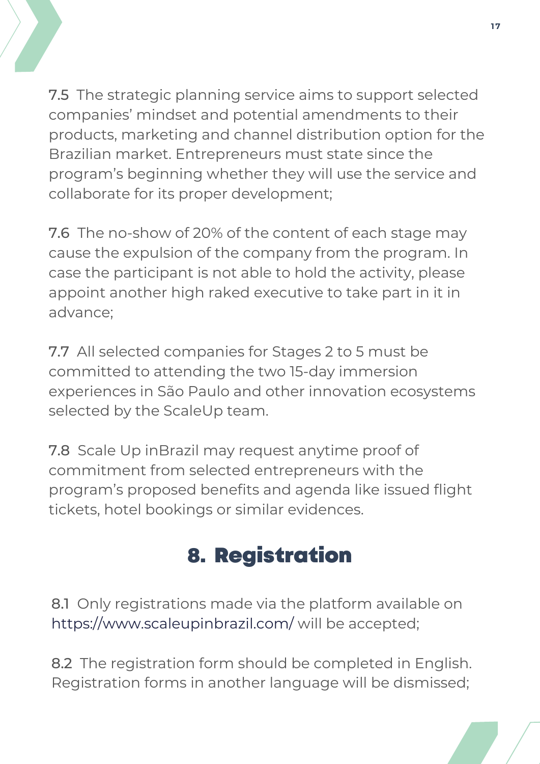7.5 The strategic planning service aims to support selected companies' mindset and potential amendments to their products, marketing and channel distribution option for the Brazilian market. Entrepreneurs must state since the program's beginning whether they will use the service and collaborate for its proper development;

7.6 The no-show of 20% of the content of each stage may cause the expulsion of the company from the program. In case the participant is not able to hold the activity, please appoint another high raked executive to take part in it in advance;

7.7 All selected companies for Stages 2 to 5 must be committed to attending the two 15-day immersion experiences in São Paulo and other innovation ecosystems selected by the ScaleUp team.

7.8 Scale Up inBrazil may request anytime proof of commitment from selected entrepreneurs with the program's proposed benefits and agenda like issued flight tickets, hotel bookings or similar evidences.

## 8. Registration

8.1 Only registrations made via the platform available on https://www.scaleupinbrazil.com/ will be accepted;

8.2 The registration form should be completed in English. Registration forms in another language will be dismissed;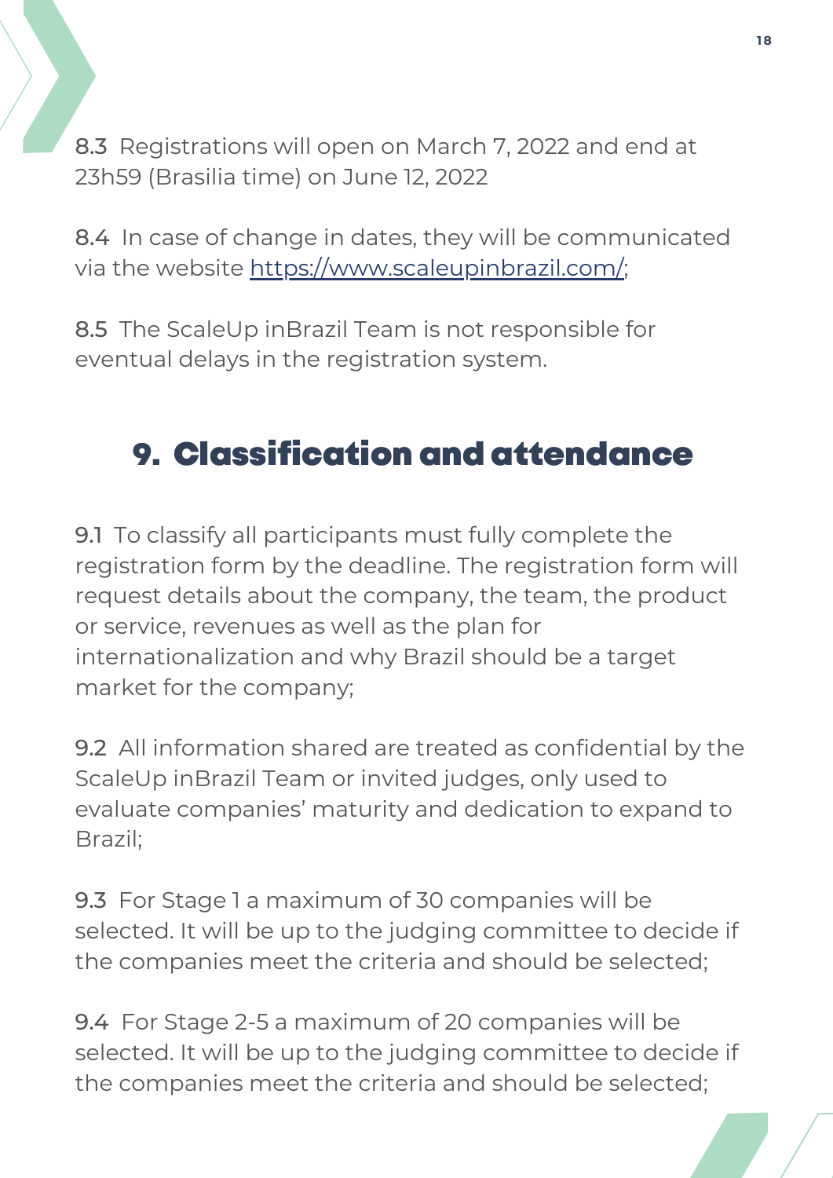8.3 Registrations will open on March 7, 2022 and end at 23h59 (Brasilia time) on June 12, 2022

8.4 In case of change in dates, they will be communicated via the website https://www.scaleupinbrazil.com/;

8.5 The ScaleUp inBrazil Team is not responsible for eventual delays in the registration system.

## 9. Classification and attendance

9.1 To classify all participants must fully complete the registration form by the deadline. The registration form will request details about the company, the team, the product or service, revenues as well as the plan for internationalization and why Brazil should be a target market for the company;

9.2 All information shared are treated as confidential by the ScaleUp inBrazil Team or invited judges, only used to evaluate companies' maturity and dedication to expand to Brazil;

9.3 For Stage 1 a maximum of 30 companies will be selected. It will be up to the judging committee to decide if the companies meet the criteria and should be selected;

9.4 For Stage 2-5 a maximum of 20 companies will be selected. It will be up to the judging committee to decide if the companies meet the criteria and should be selected;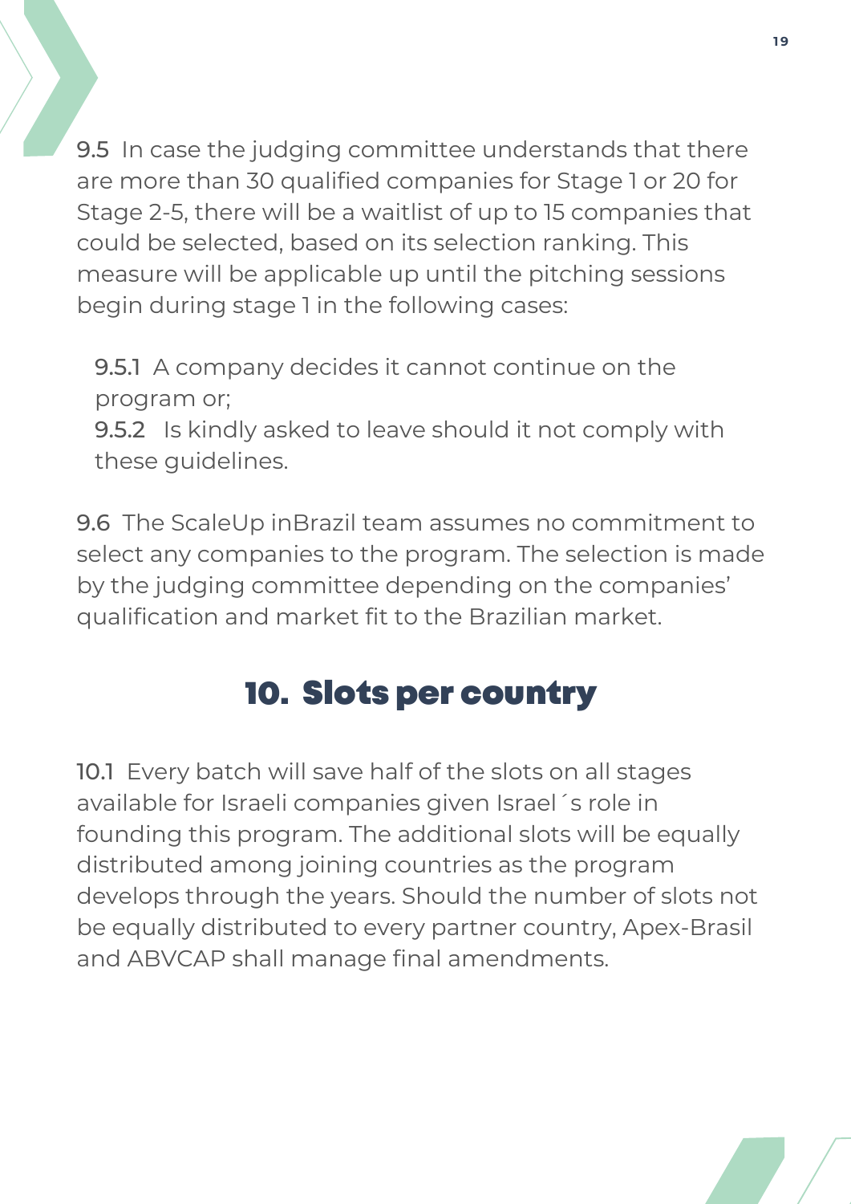9.5 In case the judging committee understands that there are more than 30 qualified companies for Stage 1 or 20 for Stage 2-5, there will be a waitlist of up to 15 companies that could be selected, based on its selection ranking. This measure will be applicable up until the pitching sessions begin during stage 1 in the following cases:

9.5.1 A company decides it cannot continue on the program or;
9.5.2 Is kindly asked to leave should it not comply with these guidelines.

9.6 The ScaleUp inBrazil team assumes no commitment to select any companies to the program. The selection is made by the judging committee depending on the companies' qualification and market fit to the Brazilian market.

## 10. Slots per country

10.1 Every batch will save half of the slots on all stages available for Israeli companies given Israel´s role in founding this program. The additional slots will be equally distributed among joining countries as the program develops through the years. Should the number of slots not be equally distributed to every partner country, Apex-Brasil and ABVCAP shall manage final amendments.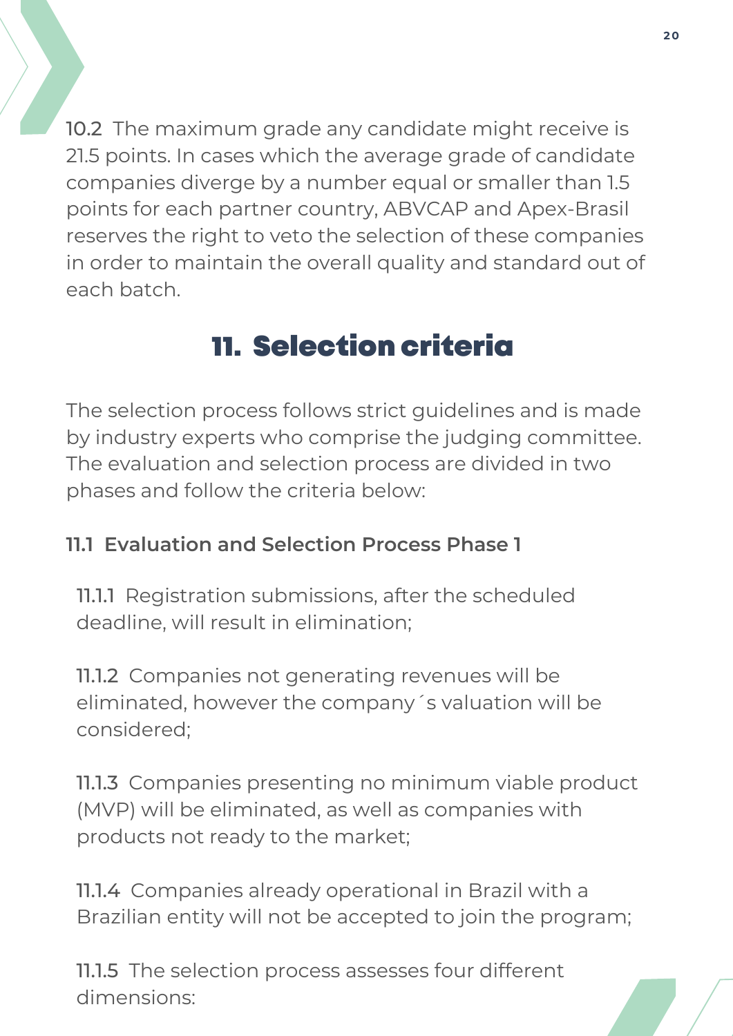10.2 The maximum grade any candidate might receive is 21.5 points. In cases which the average grade of candidate companies diverge by a number equal or smaller than 1.5 points for each partner country, ABVCAP and Apex-Brasil reserves the right to veto the selection of these companies in order to maintain the overall quality and standard out of each batch.

## 11. Selection criteria

The selection process follows strict guidelines and is made by industry experts who comprise the judging committee. The evaluation and selection process are divided in two phases and follow the criteria below:

### 11.1 Evaluation and Selection Process Phase 1

11.1.1 Registration submissions, after the scheduled deadline, will result in elimination;

11.1.2 Companies not generating revenues will be eliminated, however the company´s valuation will be considered;

11.1.3 Companies presenting no minimum viable product (MVP) will be eliminated, as well as companies with products not ready to the market;

11.1.4 Companies already operational in Brazil with a Brazilian entity will not be accepted to join the program;

11.1.5 The selection process assesses four different dimensions: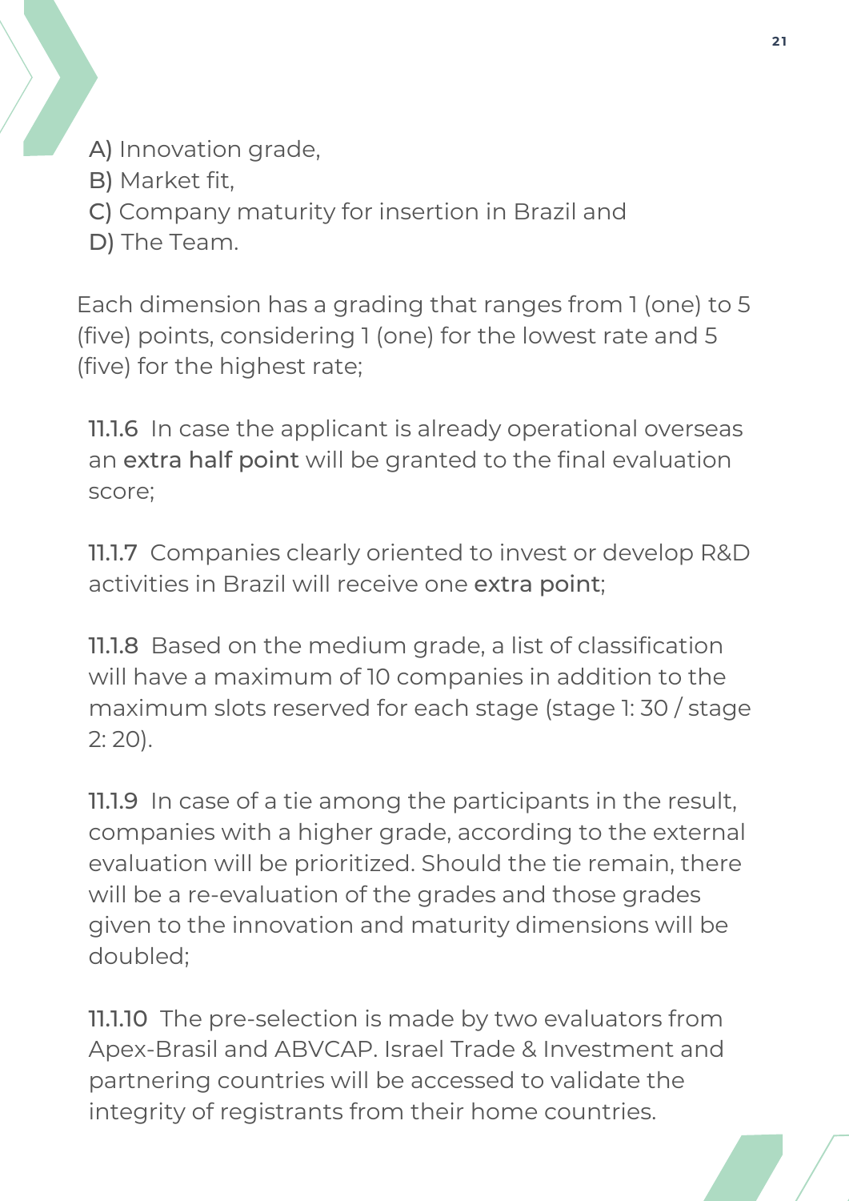A) Innovation grade,  
B) Market fit,  
C) Company maturity for insertion in Brazil and  
D) The Team.

Each dimension has a grading that ranges from 1 (one) to 5 (five) points, considering 1 (one) for the lowest rate and 5 (five) for the highest rate;

11.1.6 In case the applicant is already operational overseas an extra half point will be granted to the final evaluation score;

11.1.7 Companies clearly oriented to invest or develop R&D activities in Brazil will receive one extra point;

11.1.8 Based on the medium grade, a list of classification will have a maximum of 10 companies in addition to the maximum slots reserved for each stage (stage 1: 30 / stage 2: 20).

11.1.9 In case of a tie among the participants in the result, companies with a higher grade, according to the external evaluation will be prioritized. Should the tie remain, there will be a re-evaluation of the grades and those grades given to the innovation and maturity dimensions will be doubled;

11.1.10 The pre-selection is made by two evaluators from Apex-Brasil and ABVCAP. Israel Trade & Investment and partnering countries will be accessed to validate the integrity of registrants from their home countries.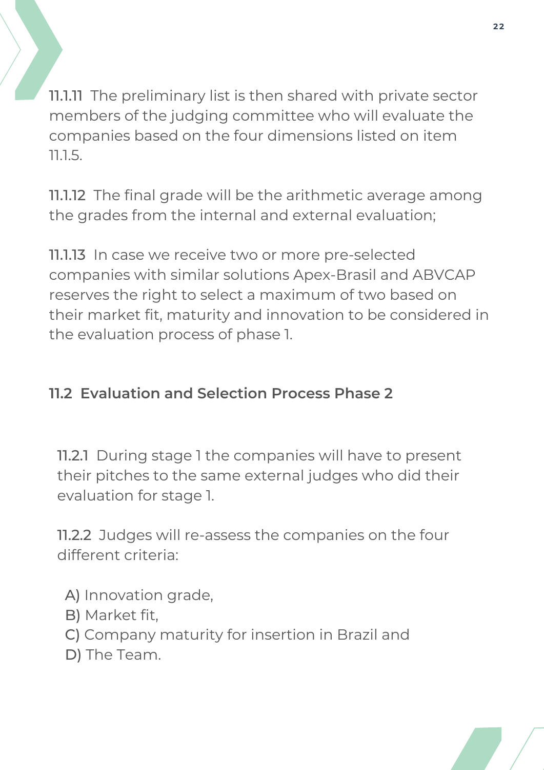11.1.11 The preliminary list is then shared with private sector members of the judging committee who will evaluate the companies based on the four dimensions listed on item 11.1.5.

11.1.12 The final grade will be the arithmetic average among the grades from the internal and external evaluation;

11.1.13 In case we receive two or more pre-selected companies with similar solutions Apex-Brasil and ABVCAP reserves the right to select a maximum of two based on their market fit, maturity and innovation to be considered in the evaluation process of phase 1.

### 11.2 Evaluation and Selection Process Phase 2

11.2.1 During stage 1 the companies will have to present their pitches to the same external judges who did their evaluation for stage 1.

11.2.2 Judges will re-assess the companies on the four different criteria:

A) Innovation grade,
B) Market fit,
C) Company maturity for insertion in Brazil and
D) The Team.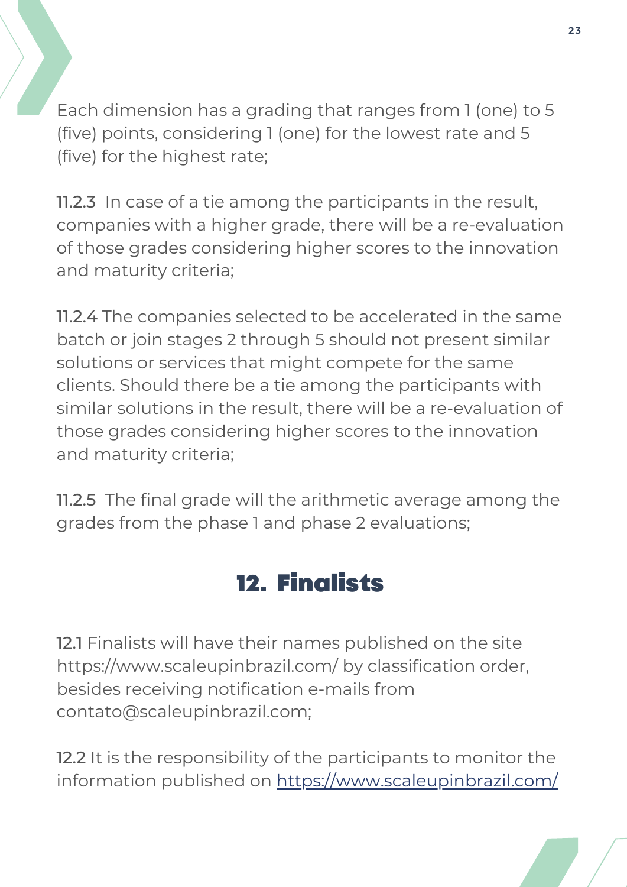Each dimension has a grading that ranges from 1 (one) to 5 (five) points, considering 1 (one) for the lowest rate and 5 (five) for the highest rate;

11.2.3 In case of a tie among the participants in the result, companies with a higher grade, there will be a re-evaluation of those grades considering higher scores to the innovation and maturity criteria;

11.2.4 The companies selected to be accelerated in the same batch or join stages 2 through 5 should not present similar solutions or services that might compete for the same clients. Should there be a tie among the participants with similar solutions in the result, there will be a re-evaluation of those grades considering higher scores to the innovation and maturity criteria;

11.2.5 The final grade will the arithmetic average among the grades from the phase 1 and phase 2 evaluations;

## 12. Finalists

12.1 Finalists will have their names published on the site https://www.scaleupinbrazil.com/ by classification order, besides receiving notification e-mails from contato@scaleupinbrazil.com;

12.2 It is the responsibility of the participants to monitor the information published on https://www.scaleupinbrazil.com/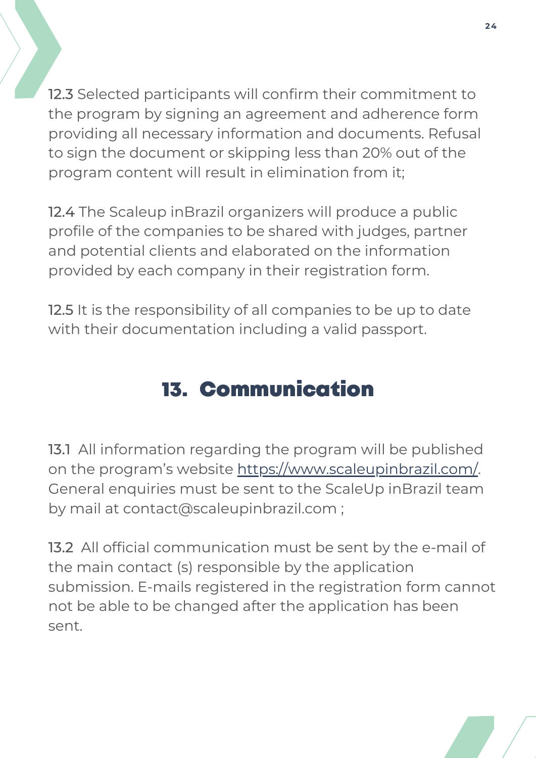12.3 Selected participants will confirm their commitment to the program by signing an agreement and adherence form providing all necessary information and documents. Refusal to sign the document or skipping less than 20% out of the program content will result in elimination from it;

12.4 The Scaleup inBrazil organizers will produce a public profile of the companies to be shared with judges, partner and potential clients and elaborated on the information provided by each company in their registration form.

12.5 It is the responsibility of all companies to be up to date with their documentation including a valid passport.

## 13. Communication

13.1 All information regarding the program will be published on the program's website [https://www.scaleupinbrazil.com/](https://www.scaleupinbrazil.com/). General enquiries must be sent to the ScaleUp inBrazil team by mail at contact@scaleupinbrazil.com ;

13.2 All official communication must be sent by the e-mail of the main contact (s) responsible by the application submission. E-mails registered in the registration form cannot not be able to be changed after the application has been sent.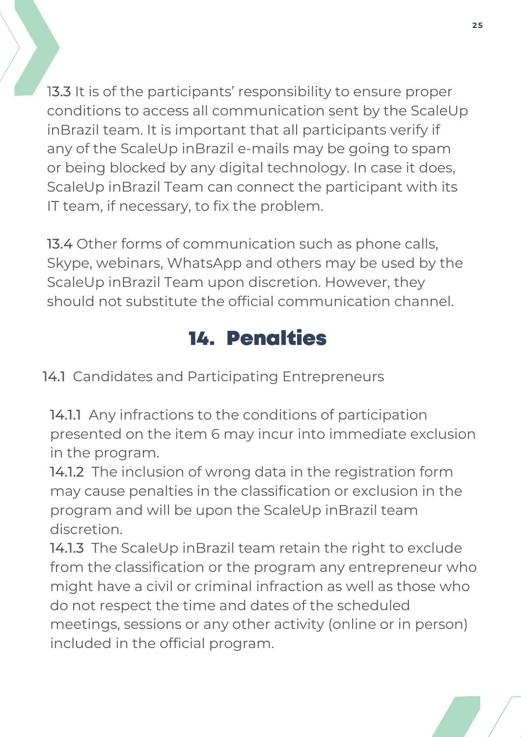13.3 It is of the participants' responsibility to ensure proper conditions to access all communication sent by the ScaleUp inBrazil team. It is important that all participants verify if any of the ScaleUp inBrazil e-mails may be going to spam or being blocked by any digital technology. In case it does, ScaleUp inBrazil Team can connect the participant with its IT team, if necessary, to fix the problem.

13.4 Other forms of communication such as phone calls, Skype, webinars, WhatsApp and others may be used by the ScaleUp inBrazil Team upon discretion. However, they should not substitute the official communication channel.

# 14. Penalties

14.1 Candidates and Participating Entrepreneurs

14.1.1 Any infractions to the conditions of participation presented on the item 6 may incur into immediate exclusion in the program.

14.1.2 The inclusion of wrong data in the registration form may cause penalties in the classification or exclusion in the program and will be upon the ScaleUp inBrazil team discretion.

14.1.3 The ScaleUp inBrazil team retain the right to exclude from the classification or the program any entrepreneur who might have a civil or criminal infraction as well as those who do not respect the time and dates of the scheduled meetings, sessions or any other activity (online or in person) included in the official program.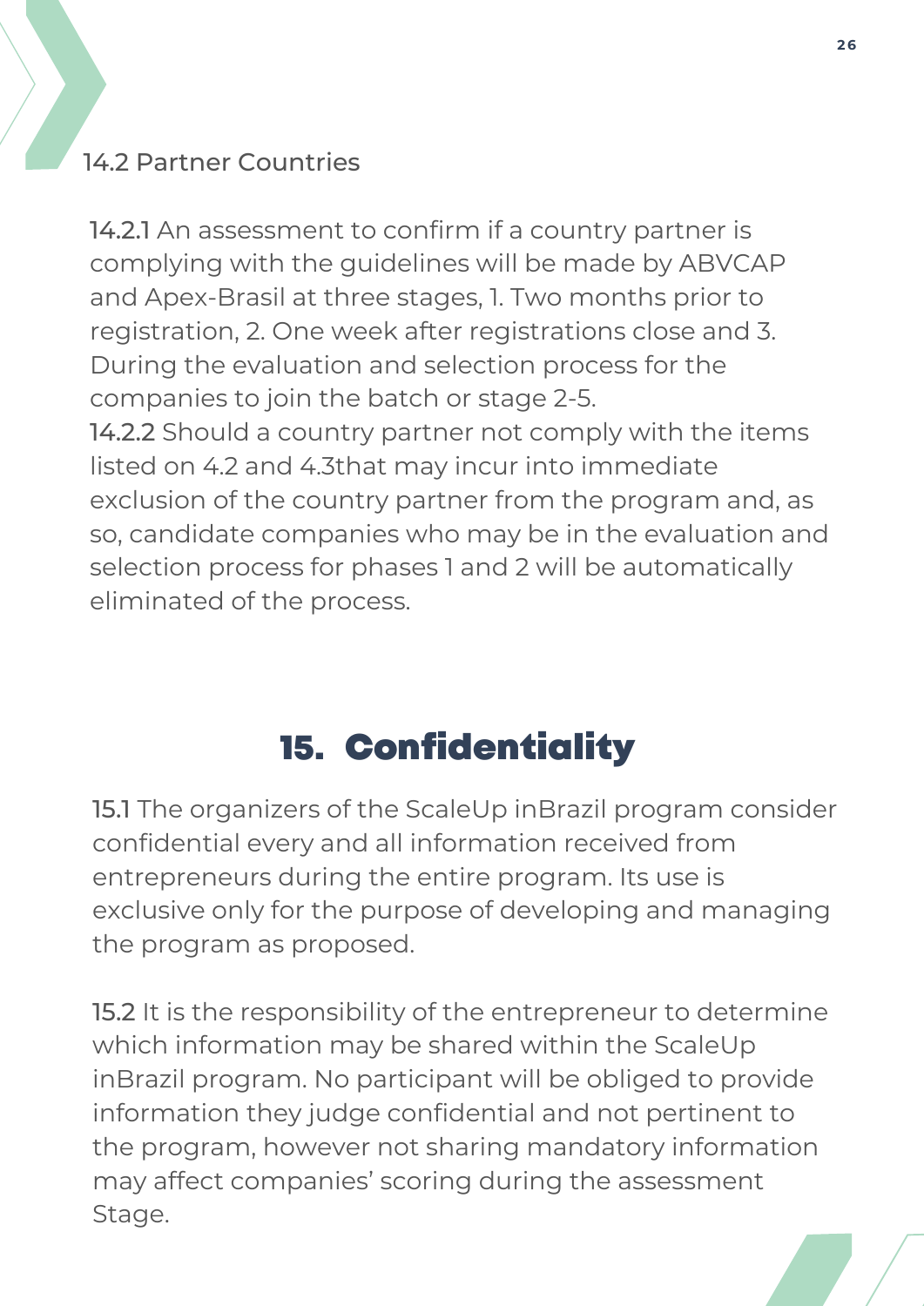### 14.2 Partner Countries

**14.2.1** An assessment to confirm if a country partner is complying with the guidelines will be made by ABVCAP and Apex-Brasil at three stages, 1. Two months prior to registration, 2. One week after registrations close and 3. During the evaluation and selection process for the companies to join the batch or stage 2-5.

**14.2.2** Should a country partner not comply with the items listed on 4.2 and 4.3that may incur into immediate exclusion of the country partner from the program and, as so, candidate companies who may be in the evaluation and selection process for phases 1 and 2 will be automatically eliminated of the process.

## 15. Confidentiality

**15.1** The organizers of the ScaleUp inBrazil program consider confidential every and all information received from entrepreneurs during the entire program. Its use is exclusive only for the purpose of developing and managing the program as proposed.

**15.2** It is the responsibility of the entrepreneur to determine which information may be shared within the ScaleUp inBrazil program. No participant will be obliged to provide information they judge confidential and not pertinent to the program, however not sharing mandatory information may affect companies' scoring during the assessment Stage.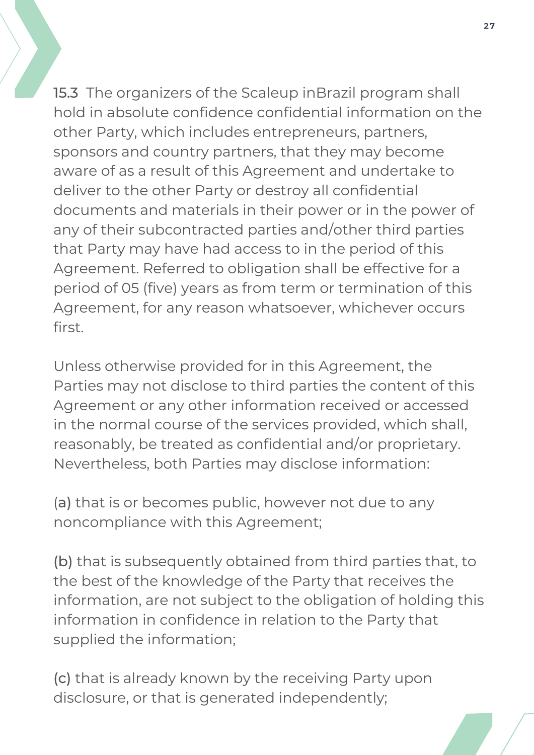15.3 The organizers of the Scaleup inBrazil program shall hold in absolute confidence confidential information on the other Party, which includes entrepreneurs, partners, sponsors and country partners, that they may become aware of as a result of this Agreement and undertake to deliver to the other Party or destroy all confidential documents and materials in their power or in the power of any of their subcontracted parties and/other third parties that Party may have had access to in the period of this Agreement. Referred to obligation shall be effective for a period of 05 (five) years as from term or termination of this Agreement, for any reason whatsoever, whichever occurs first.

Unless otherwise provided for in this Agreement, the Parties may not disclose to third parties the content of this Agreement or any other information received or accessed in the normal course of the services provided, which shall, reasonably, be treated as confidential and/or proprietary. Nevertheless, both Parties may disclose information:

(a) that is or becomes public, however not due to any noncompliance with this Agreement;

(b) that is subsequently obtained from third parties that, to the best of the knowledge of the Party that receives the information, are not subject to the obligation of holding this information in confidence in relation to the Party that supplied the information;

(c) that is already known by the receiving Party upon disclosure, or that is generated independently;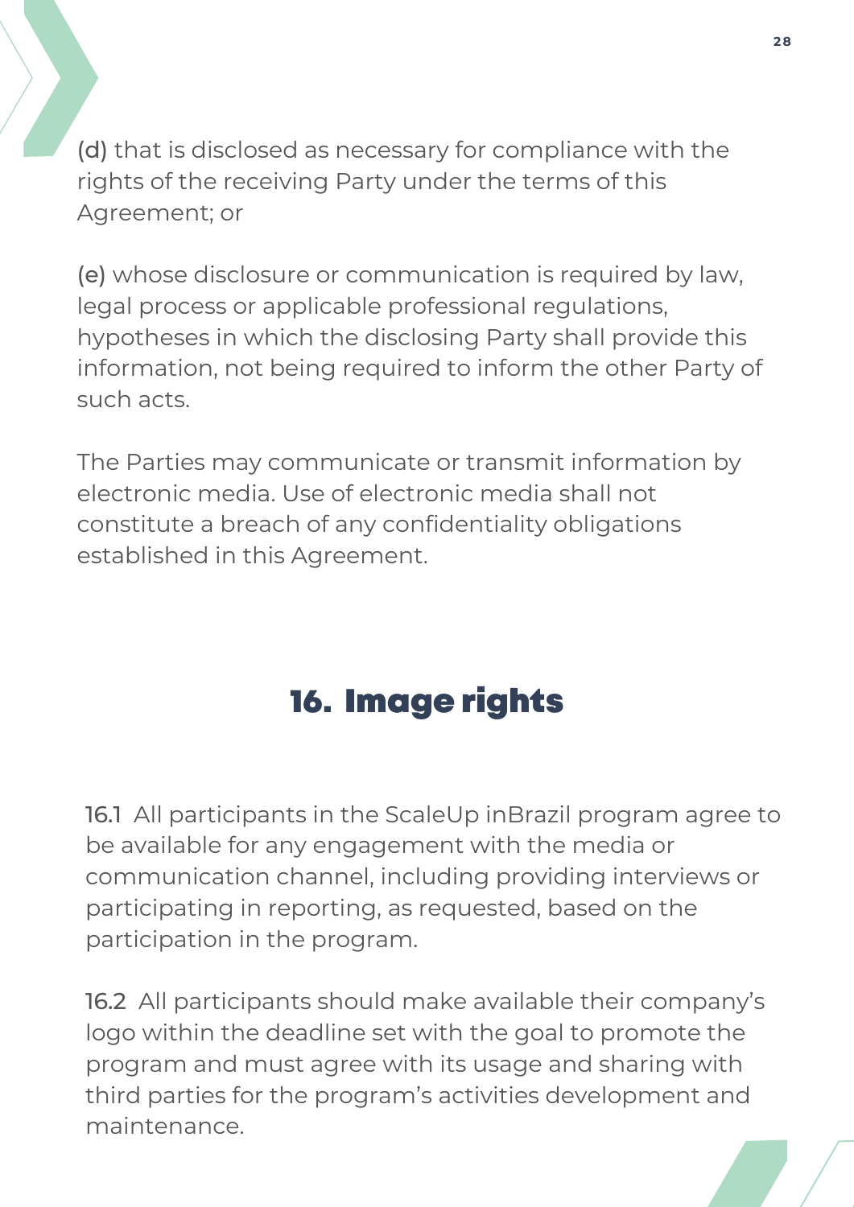(d) that is disclosed as necessary for compliance with the rights of the receiving Party under the terms of this Agreement; or

(e) whose disclosure or communication is required by law, legal process or applicable professional regulations, hypotheses in which the disclosing Party shall provide this information, not being required to inform the other Party of such acts.

The Parties may communicate or transmit information by electronic media. Use of electronic media shall not constitute a breach of any confidentiality obligations established in this Agreement.

## 16. Image rights

16.1 All participants in the ScaleUp inBrazil program agree to be available for any engagement with the media or communication channel, including providing interviews or participating in reporting, as requested, based on the participation in the program.

16.2 All participants should make available their company's logo within the deadline set with the goal to promote the program and must agree with its usage and sharing with third parties for the program's activities development and maintenance.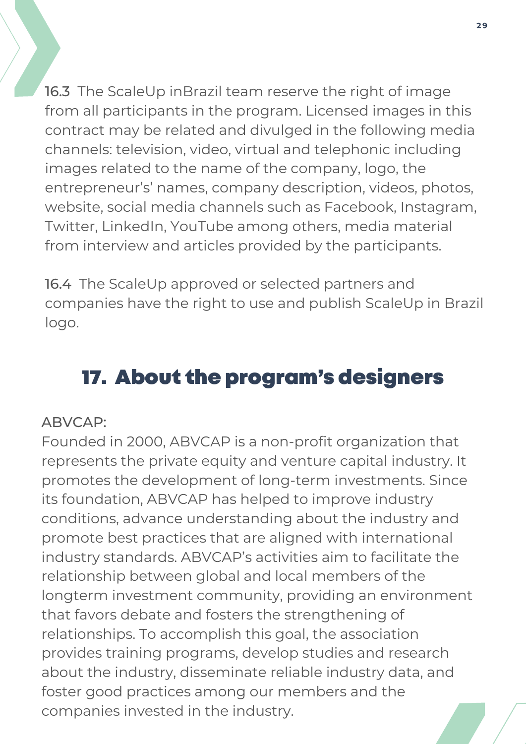16.3 The ScaleUp inBrazil team reserve the right of image from all participants in the program. Licensed images in this contract may be related and divulged in the following media channels: television, video, virtual and telephonic including images related to the name of the company, logo, the entrepreneur's' names, company description, videos, photos, website, social media channels such as Facebook, Instagram, Twitter, LinkedIn, YouTube among others, media material from interview and articles provided by the participants.

16.4 The ScaleUp approved or selected partners and companies have the right to use and publish ScaleUp in Brazil logo.

## 17. About the program's designers

ABVCAP:

Founded in 2000, ABVCAP is a non-profit organization that represents the private equity and venture capital industry. It promotes the development of long-term investments. Since its foundation, ABVCAP has helped to improve industry conditions, advance understanding about the industry and promote best practices that are aligned with international industry standards. ABVCAP's activities aim to facilitate the relationship between global and local members of the longterm investment community, providing an environment that favors debate and fosters the strengthening of relationships. To accomplish this goal, the association provides training programs, develop studies and research about the industry, disseminate reliable industry data, and foster good practices among our members and the companies invested in the industry.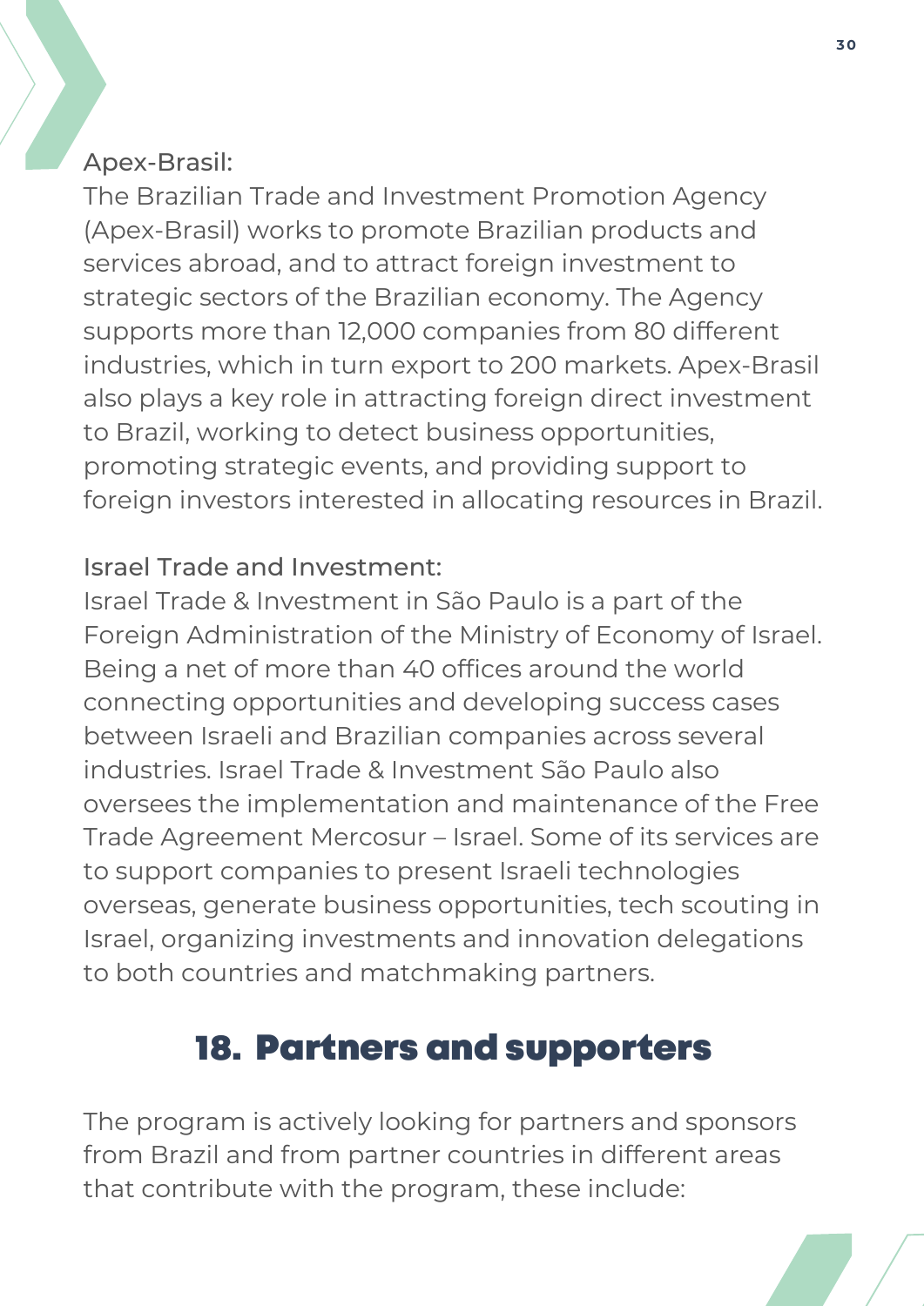Apex-Brasil:
The Brazilian Trade and Investment Promotion Agency (Apex-Brasil) works to promote Brazilian products and services abroad, and to attract foreign investment to strategic sectors of the Brazilian economy. The Agency supports more than 12,000 companies from 80 different industries, which in turn export to 200 markets. Apex-Brasil also plays a key role in attracting foreign direct investment to Brazil, working to detect business opportunities, promoting strategic events, and providing support to foreign investors interested in allocating resources in Brazil.

Israel Trade and Investment:
Israel Trade & Investment in São Paulo is a part of the Foreign Administration of the Ministry of Economy of Israel. Being a net of more than 40 offices around the world connecting opportunities and developing success cases between Israeli and Brazilian companies across several industries. Israel Trade & Investment São Paulo also oversees the implementation and maintenance of the Free Trade Agreement Mercosur – Israel. Some of its services are to support companies to present Israeli technologies overseas, generate business opportunities, tech scouting in Israel, organizing investments and innovation delegations to both countries and matchmaking partners.

## 18. Partners and supporters

The program is actively looking for partners and sponsors from Brazil and from partner countries in different areas that contribute with the program, these include: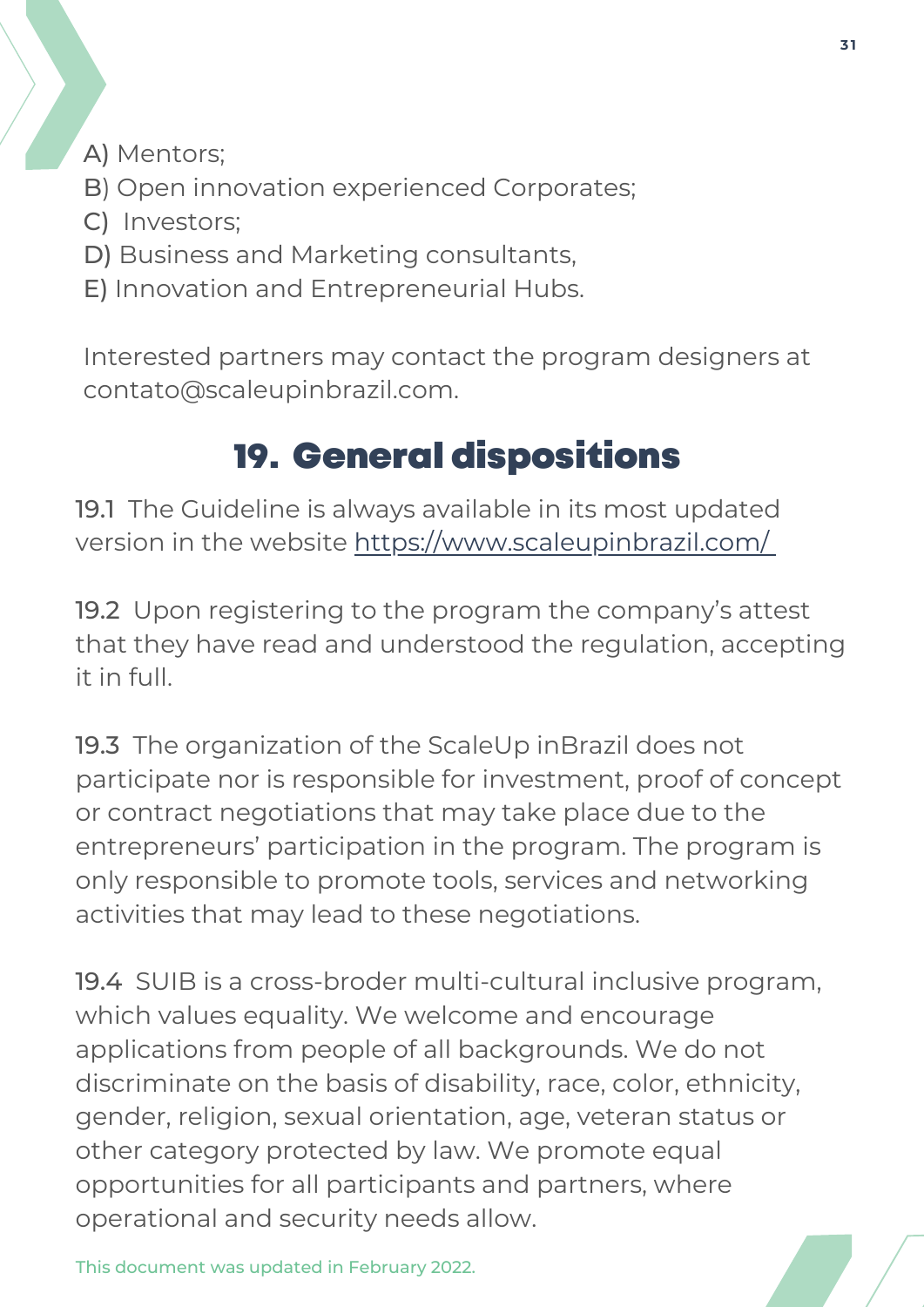A) Mentors;
B) Open innovation experienced Corporates;
C) Investors;
D) Business and Marketing consultants,
E) Innovation and Entrepreneurial Hubs.

Interested partners may contact the program designers at contato@scaleupinbrazil.com.

## 19. General dispositions

19.1 The Guideline is always available in its most updated version in the website https://www.scaleupinbrazil.com/

19.2 Upon registering to the program the company's attest that they have read and understood the regulation, accepting it in full.

19.3 The organization of the ScaleUp inBrazil does not participate nor is responsible for investment, proof of concept or contract negotiations that may take place due to the entrepreneurs' participation in the program. The program is only responsible to promote tools, services and networking activities that may lead to these negotiations.

19.4 SUIB is a cross-broder multi-cultural inclusive program, which values equality. We welcome and encourage applications from people of all backgrounds. We do not discriminate on the basis of disability, race, color, ethnicity, gender, religion, sexual orientation, age, veteran status or other category protected by law. We promote equal opportunities for all participants and partners, where operational and security needs allow.

This document was updated in February 2022.